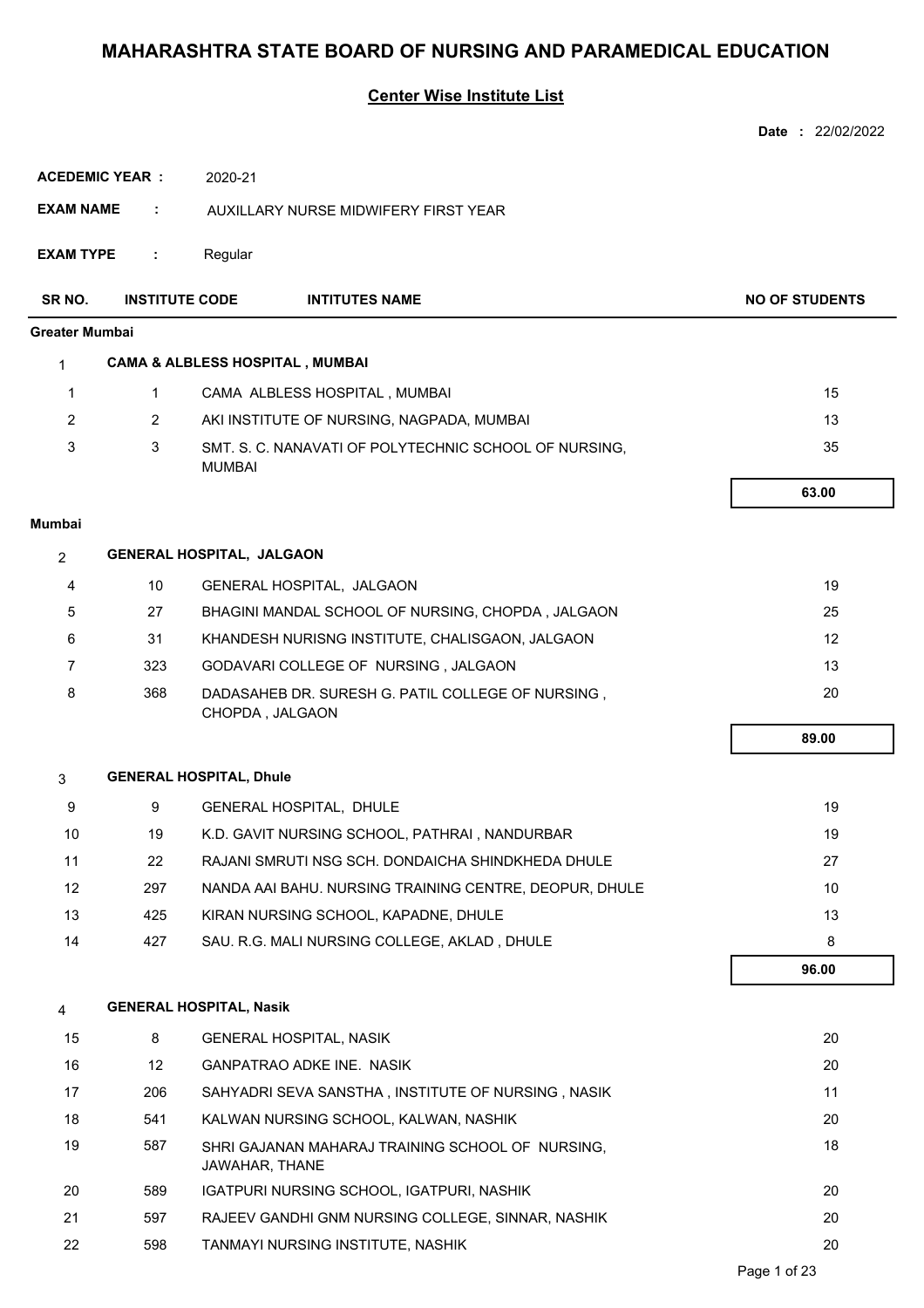# MAHARASHTRA STATE BOARD OF NURSING AND PARAMEDICAL EDUCATION

## Center Wise Institute List

**Date :** 22/02/2022

**ACEDEMIC YEAR :** 2020-21

**EXAM NAME :** AUXILLARY NURSE MIDWIFERY FIRST YEAR

**EXAM TYPE :** Regular

| SR NO. | INSTITUTE CODE | INTITUTES NAME | NO OF STUDENTS |
|---|---|---|---|
| **Greater Mumbai** | | | |
| **1** | **CAMA & ALBLESS HOSPITAL , MUMBAI** | | |
| 1 | 1 | CAMA ALBLESS HOSPITAL , MUMBAI | 15 |
| 2 | 2 | AKI INSTITUTE OF NURSING, NAGPADA, MUMBAI | 13 |
| 3 | 3 | SMT. S. C. NANAVATI OF POLYTECHNIC SCHOOL OF NURSING, MUMBAI | 35 |
| | | | **63.00** |
| **Mumbai** | | | |
| **2** | **GENERAL HOSPITAL, JALGAON** | | |
| 4 | 10 | GENERAL HOSPITAL, JALGAON | 19 |
| 5 | 27 | BHAGINI MANDAL SCHOOL OF NURSING, CHOPDA , JALGAON | 25 |
| 6 | 31 | KHANDESH NURISNG INSTITUTE, CHALISGAON, JALGAON | 12 |
| 7 | 323 | GODAVARI COLLEGE OF NURSING , JALGAON | 13 |
| 8 | 368 | DADASAHEB DR. SURESH G. PATIL COLLEGE OF NURSING , CHOPDA , JALGAON | 20 |
| | | | **89.00** |
| **3** | **GENERAL HOSPITAL, Dhule** | | |
| 9 | 9 | GENERAL HOSPITAL, DHULE | 19 |
| 10 | 19 | K.D. GAVIT NURSING SCHOOL, PATHRAI , NANDURBAR | 19 |
| 11 | 22 | RAJANI SMRUTI NSG SCH. DONDAICHA SHINDKHEDA DHULE | 27 |
| 12 | 297 | NANDA AAI BAHU. NURSING TRAINING CENTRE, DEOPUR, DHULE | 10 |
| 13 | 425 | KIRAN NURSING SCHOOL, KAPADNE, DHULE | 13 |
| 14 | 427 | SAU. R.G. MALI NURSING COLLEGE, AKLAD , DHULE | 8 |
| | | | **96.00** |
| **4** | **GENERAL HOSPITAL, Nasik** | | |
| 15 | 8 | GENERAL HOSPITAL, NASIK | 20 |
| 16 | 12 | GANPATRAO ADKE INE. NASIK | 20 |
| 17 | 206 | SAHYADRI SEVA SANSTHA , INSTITUTE OF NURSING , NASIK | 11 |
| 18 | 541 | KALWAN NURSING SCHOOL, KALWAN, NASHIK | 20 |
| 19 | 587 | SHRI GAJANAN MAHARAJ TRAINING SCHOOL OF NURSING, JAWAHAR, THANE | 18 |
| 20 | 589 | IGATPURI NURSING SCHOOL, IGATPURI, NASHIK | 20 |
| 21 | 597 | RAJEEV GANDHI GNM NURSING COLLEGE, SINNAR, NASHIK | 20 |
| 22 | 598 | TANMAYI NURSING INSTITUTE, NASHIK | 20 |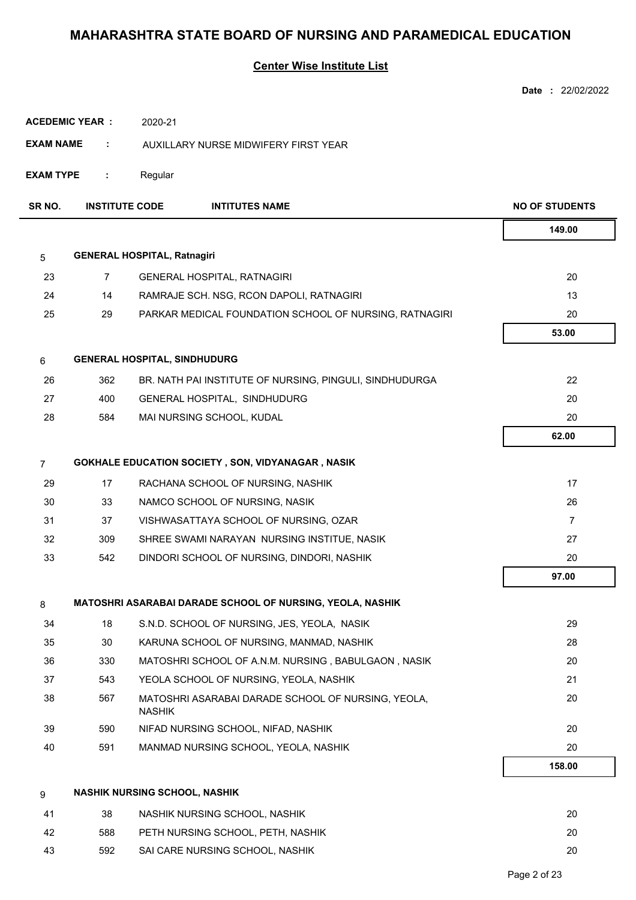# MAHARASHTRA STATE BOARD OF NURSING AND PARAMEDICAL EDUCATION

**Center Wise Institute List**

**Date :** 22/02/2022

**ACEDEMIC YEAR :** 2020-21

**EXAM NAME :** AUXILLARY NURSE MIDWIFERY FIRST YEAR

**EXAM TYPE :** Regular

| SR NO. | INSTITUTE CODE | INTITUTES NAME | NO OF STUDENTS |
|---|---|---|---|
| | | | **149.00** |
| 5 | **GENERAL HOSPITAL, Ratnagiri** | | |
| 23 | 7 | GENERAL HOSPITAL, RATNAGIRI | 20 |
| 24 | 14 | RAMRAJE SCH. NSG, RCON DAPOLI, RATNAGIRI | 13 |
| 25 | 29 | PARKAR MEDICAL FOUNDATION SCHOOL OF NURSING, RATNAGIRI | 20 |
| | | | **53.00** |
| 6 | **GENERAL HOSPITAL, SINDHUDURG** | | |
| 26 | 362 | BR. NATH PAI INSTITUTE OF NURSING, PINGULI, SINDHUDURGA | 22 |
| 27 | 400 | GENERAL HOSPITAL, SINDHUDURG | 20 |
| 28 | 584 | MAI NURSING SCHOOL, KUDAL | 20 |
| | | | **62.00** |
| 7 | **GOKHALE EDUCATION SOCIETY , SON, VIDYANAGAR , NASIK** | | |
| 29 | 17 | RACHANA SCHOOL OF NURSING, NASHIK | 17 |
| 30 | 33 | NAMCO SCHOOL OF NURSING, NASIK | 26 |
| 31 | 37 | VISHWASATTAYA SCHOOL OF NURSING, OZAR | 7 |
| 32 | 309 | SHREE SWAMI NARAYAN NURSING INSTITUE, NASIK | 27 |
| 33 | 542 | DINDORI SCHOOL OF NURSING, DINDORI, NASHIK | 20 |
| | | | **97.00** |
| 8 | **MATOSHRI ASARABAI DARADE SCHOOL OF NURSING, YEOLA, NASHIK** | | |
| 34 | 18 | S.N.D. SCHOOL OF NURSING, JES, YEOLA, NASIK | 29 |
| 35 | 30 | KARUNA SCHOOL OF NURSING, MANMAD, NASHIK | 28 |
| 36 | 330 | MATOSHRI SCHOOL OF A.N.M. NURSING , BABULGAON , NASIK | 20 |
| 37 | 543 | YEOLA SCHOOL OF NURSING, YEOLA, NASHIK | 21 |
| 38 | 567 | MATOSHRI ASARABAI DARADE SCHOOL OF NURSING, YEOLA, NASHIK | 20 |
| 39 | 590 | NIFAD NURSING SCHOOL, NIFAD, NASHIK | 20 |
| 40 | 591 | MANMAD NURSING SCHOOL, YEOLA, NASHIK | 20 |
| | | | **158.00** |
| 9 | **NASHIK NURSING SCHOOL, NASHIK** | | |
| 41 | 38 | NASHIK NURSING SCHOOL, NASHIK | 20 |
| 42 | 588 | PETH NURSING SCHOOL, PETH, NASHIK | 20 |
| 43 | 592 | SAI CARE NURSING SCHOOL, NASHIK | 20 |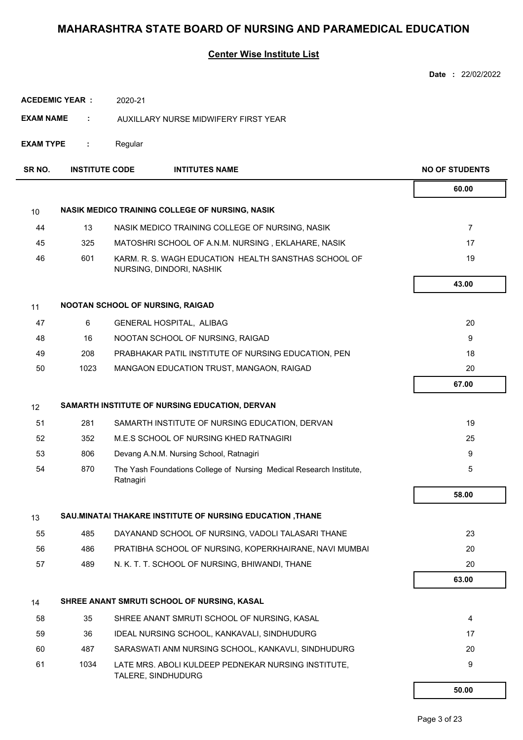# MAHARASHTRA STATE BOARD OF NURSING AND PARAMEDICAL EDUCATION

## Center Wise Institute List

**Date :** 22/02/2022

**ACEDEMIC YEAR :** 2020-21

**EXAM NAME :** AUXILLARY NURSE MIDWIFERY FIRST YEAR

**EXAM TYPE :** Regular

| SR NO. | INSTITUTE CODE | INTITUTES NAME | NO OF STUDENTS |
|---|---|---|---|
| | | | **60.00** |
| 10 | | **NASIK MEDICO TRAINING COLLEGE OF NURSING, NASIK** | |
| 44 | 13 | NASIK MEDICO TRAINING COLLEGE OF NURSING, NASIK | 7 |
| 45 | 325 | MATOSHRI SCHOOL OF A.N.M. NURSING , EKLAHARE, NASIK | 17 |
| 46 | 601 | KARM. R. S. WAGH EDUCATION HEALTH SANSTHAS SCHOOL OF NURSING, DINDORI, NASHIK | 19 |
| | | | **43.00** |
| 11 | | **NOOTAN SCHOOL OF NURSING, RAIGAD** | |
| 47 | 6 | GENERAL HOSPITAL, ALIBAG | 20 |
| 48 | 16 | NOOTAN SCHOOL OF NURSING, RAIGAD | 9 |
| 49 | 208 | PRABHAKAR PATIL INSTITUTE OF NURSING EDUCATION, PEN | 18 |
| 50 | 1023 | MANGAON EDUCATION TRUST, MANGAON, RAIGAD | 20 |
| | | | **67.00** |
| 12 | | **SAMARTH INSTITUTE OF NURSING EDUCATION, DERVAN** | |
| 51 | 281 | SAMARTH INSTITUTE OF NURSING EDUCATION, DERVAN | 19 |
| 52 | 352 | M.E.S SCHOOL OF NURSING KHED RATNAGIRI | 25 |
| 53 | 806 | Devang A.N.M. Nursing School, Ratnagiri | 9 |
| 54 | 870 | The Yash Foundations College of Nursing Medical Research Institute, Ratnagiri | 5 |
| | | | **58.00** |
| 13 | | **SAU.MINATAI THAKARE INSTITUTE OF NURSING EDUCATION ,THANE** | |
| 55 | 485 | DAYANAND SCHOOL OF NURSING, VADOLI TALASARI THANE | 23 |
| 56 | 486 | PRATIBHA SCHOOL OF NURSING, KOPERKHAIRANE, NAVI MUMBAI | 20 |
| 57 | 489 | N. K. T. T. SCHOOL OF NURSING, BHIWANDI, THANE | 20 |
| | | | **63.00** |
| 14 | | **SHREE ANANT SMRUTI SCHOOL OF NURSING, KASAL** | |
| 58 | 35 | SHREE ANANT SMRUTI SCHOOL OF NURSING, KASAL | 4 |
| 59 | 36 | IDEAL NURSING SCHOOL, KANKAVALI, SINDHUDURG | 17 |
| 60 | 487 | SARASWATI ANM NURSING SCHOOL, KANKAVLI, SINDHUDURG | 20 |
| 61 | 1034 | LATE MRS. ABOLI KULDEEP PEDNEKAR NURSING INSTITUTE, TALERE, SINDHUDURG | 9 |
| | | | **50.00** |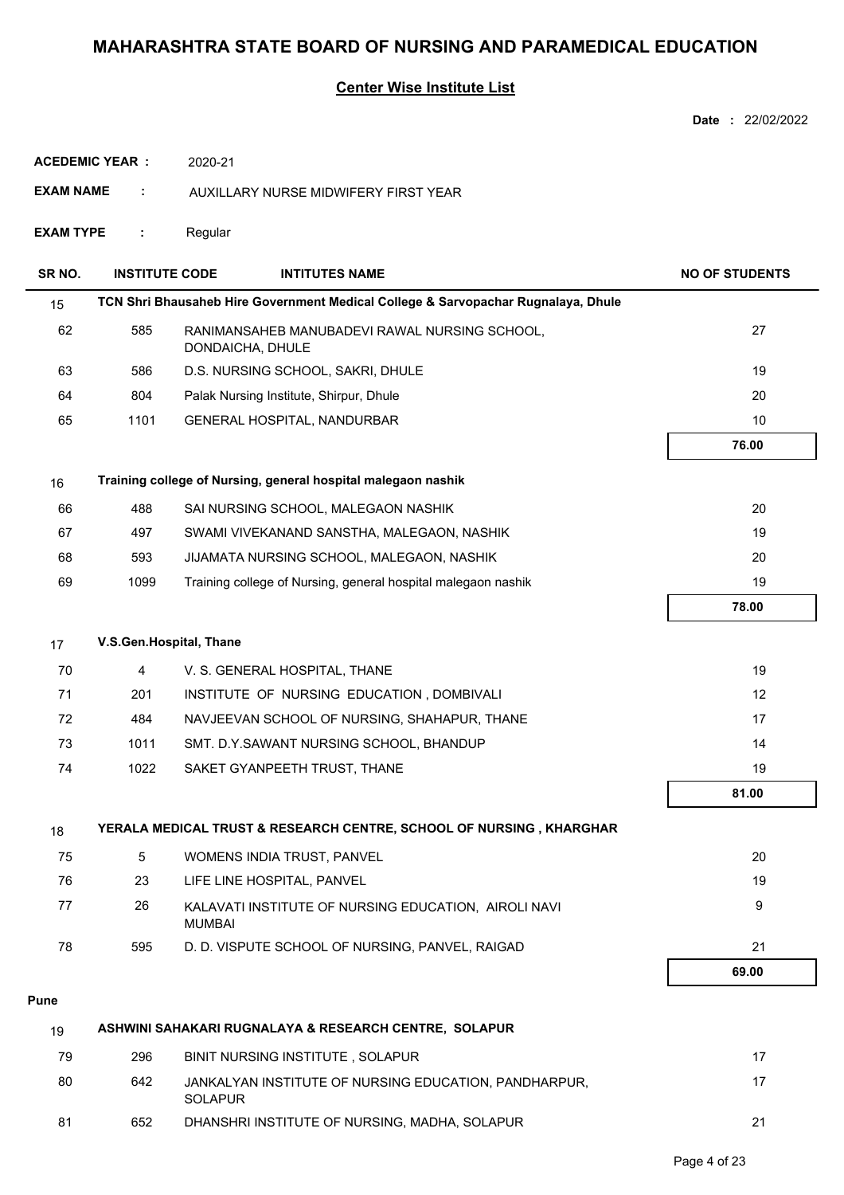# MAHARASHTRA STATE BOARD OF NURSING AND PARAMEDICAL EDUCATION

## Center Wise Institute List

**Date :** 22/02/2022

**ACEDEMIC YEAR :** 2020-21

**EXAM NAME :** AUXILLARY NURSE MIDWIFERY FIRST YEAR

**EXAM TYPE :** Regular

| SR NO. | INSTITUTE CODE | INTITUTES NAME | NO OF STUDENTS |
|---|---|---|---|
| 15 | **TCN Shri Bhausaheb Hire Government Medical College & Sarvopachar Rugnalaya, Dhule** | | |
| 62 | 585 | RANIMANSAHEB MANUBADEVI RAWAL NURSING SCHOOL, DONDAICHA, DHULE | 27 |
| 63 | 586 | D.S. NURSING SCHOOL, SAKRI, DHULE | 19 |
| 64 | 804 | Palak Nursing Institute, Shirpur, Dhule | 20 |
| 65 | 1101 | GENERAL HOSPITAL, NANDURBAR | 10 |
| | | | **76.00** |
| 16 | **Training college of Nursing, general hospital malegaon nashik** | | |
| 66 | 488 | SAI NURSING SCHOOL, MALEGAON NASHIK | 20 |
| 67 | 497 | SWAMI VIVEKANAND SANSTHA, MALEGAON, NASHIK | 19 |
| 68 | 593 | JIJAMATA NURSING SCHOOL, MALEGAON, NASHIK | 20 |
| 69 | 1099 | Training college of Nursing, general hospital malegaon nashik | 19 |
| | | | **78.00** |
| 17 | **V.S.Gen.Hospital, Thane** | | |
| 70 | 4 | V. S. GENERAL HOSPITAL, THANE | 19 |
| 71 | 201 | INSTITUTE OF NURSING EDUCATION , DOMBIVALI | 12 |
| 72 | 484 | NAVJEEVAN SCHOOL OF NURSING, SHAHAPUR, THANE | 17 |
| 73 | 1011 | SMT. D.Y.SAWANT NURSING SCHOOL, BHANDUP | 14 |
| 74 | 1022 | SAKET GYANPEETH TRUST, THANE | 19 |
| | | | **81.00** |
| 18 | **YERALA MEDICAL TRUST & RESEARCH CENTRE, SCHOOL OF NURSING , KHARGHAR** | | |
| 75 | 5 | WOMENS INDIA TRUST, PANVEL | 20 |
| 76 | 23 | LIFE LINE HOSPITAL, PANVEL | 19 |
| 77 | 26 | KALAVATI INSTITUTE OF NURSING EDUCATION, AIROLI NAVI MUMBAI | 9 |
| 78 | 595 | D. D. VISPUTE SCHOOL OF NURSING, PANVEL, RAIGAD | 21 |
| | | | **69.00** |

**Pune**

| SR NO. | INSTITUTE CODE | INTITUTES NAME | NO OF STUDENTS |
|---|---|---|---|
| 19 | **ASHWINI SAHAKARI RUGNALAYA & RESEARCH CENTRE, SOLAPUR** | | |
| 79 | 296 | BINIT NURSING INSTITUTE , SOLAPUR | 17 |
| 80 | 642 | JANKALYAN INSTITUTE OF NURSING EDUCATION, PANDHARPUR, SOLAPUR | 17 |
| 81 | 652 | DHANSHRI INSTITUTE OF NURSING, MADHA, SOLAPUR | 21 |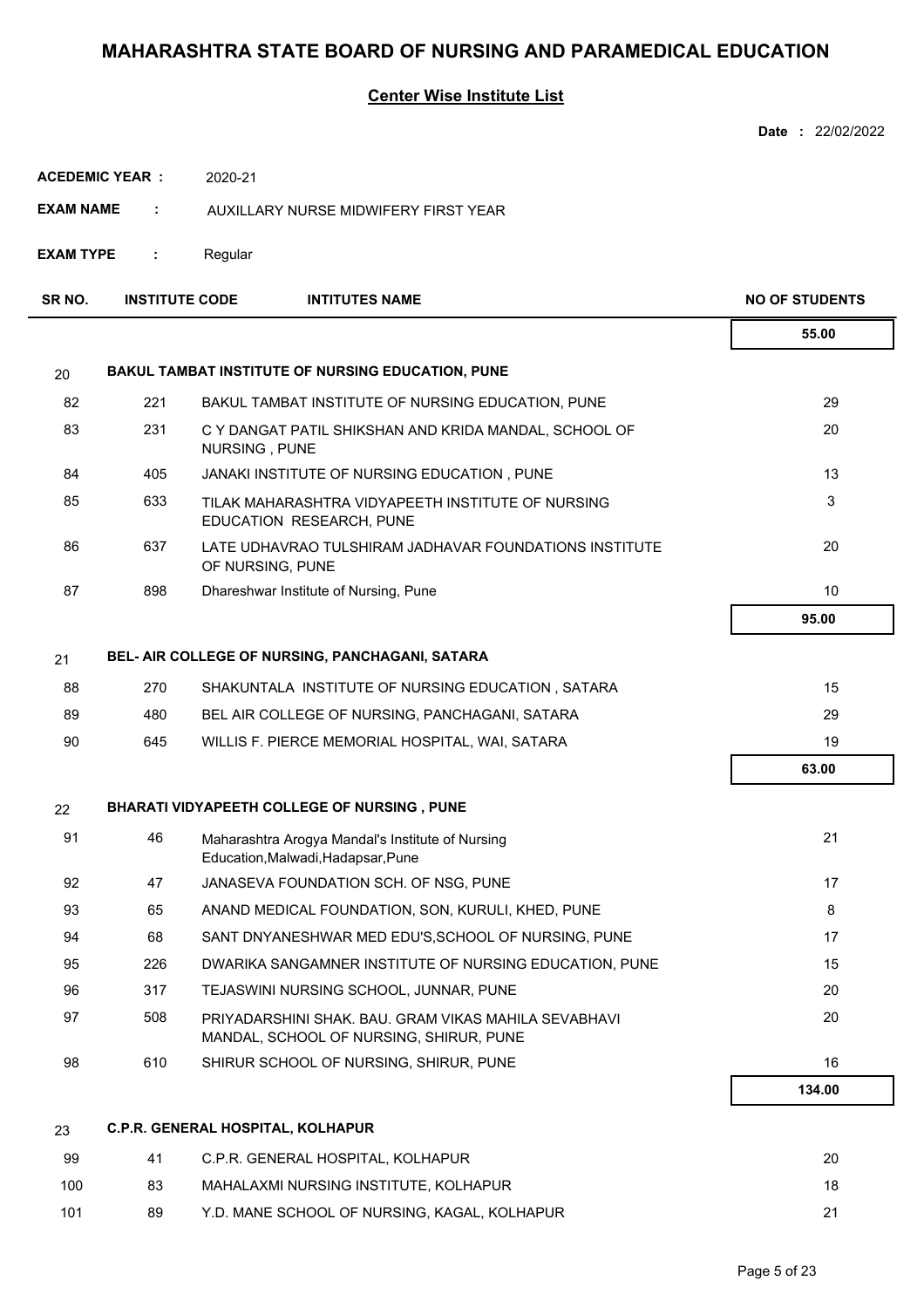# MAHARASHTRA STATE BOARD OF NURSING AND PARAMEDICAL EDUCATION

## Center Wise Institute List

**Date :** 22/02/2022

**ACEDEMIC YEAR :** 2020-21

**EXAM NAME :** AUXILLARY NURSE MIDWIFERY FIRST YEAR

**EXAM TYPE :** Regular

| SR NO. | INSTITUTE CODE | INTITUTES NAME | NO OF STUDENTS |
|---|---|---|---|
| | | | **55.00** |
| 20 | | **BAKUL TAMBAT INSTITUTE OF NURSING EDUCATION, PUNE** | |
| 82 | 221 | BAKUL TAMBAT INSTITUTE OF NURSING EDUCATION, PUNE | 29 |
| 83 | 231 | C Y DANGAT PATIL SHIKSHAN AND KRIDA MANDAL, SCHOOL OF NURSING , PUNE | 20 |
| 84 | 405 | JANAKI INSTITUTE OF NURSING EDUCATION , PUNE | 13 |
| 85 | 633 | TILAK MAHARASHTRA VIDYAPEETH INSTITUTE OF NURSING EDUCATION RESEARCH, PUNE | 3 |
| 86 | 637 | LATE UDHAVRAO TULSHIRAM JADHAVAR FOUNDATIONS INSTITUTE OF NURSING, PUNE | 20 |
| 87 | 898 | Dhareshwar Institute of Nursing, Pune | 10 |
| | | | **95.00** |
| 21 | | **BEL- AIR COLLEGE OF NURSING, PANCHAGANI, SATARA** | |
| 88 | 270 | SHAKUNTALA INSTITUTE OF NURSING EDUCATION , SATARA | 15 |
| 89 | 480 | BEL AIR COLLEGE OF NURSING, PANCHAGANI, SATARA | 29 |
| 90 | 645 | WILLIS F. PIERCE MEMORIAL HOSPITAL, WAI, SATARA | 19 |
| | | | **63.00** |
| 22 | | **BHARATI VIDYAPEETH COLLEGE OF NURSING , PUNE** | |
| 91 | 46 | Maharashtra Arogya Mandal's Institute of Nursing Education,Malwadi,Hadapsar,Pune | 21 |
| 92 | 47 | JANASEVA FOUNDATION SCH. OF NSG, PUNE | 17 |
| 93 | 65 | ANAND MEDICAL FOUNDATION, SON, KURULI, KHED, PUNE | 8 |
| 94 | 68 | SANT DNYANESHWAR MED EDU'S,SCHOOL OF NURSING, PUNE | 17 |
| 95 | 226 | DWARIKA SANGAMNER INSTITUTE OF NURSING EDUCATION, PUNE | 15 |
| 96 | 317 | TEJASWINI NURSING SCHOOL, JUNNAR, PUNE | 20 |
| 97 | 508 | PRIYADARSHINI SHAK. BAU. GRAM VIKAS MAHILA SEVABHAVI MANDAL, SCHOOL OF NURSING, SHIRUR, PUNE | 20 |
| 98 | 610 | SHIRUR SCHOOL OF NURSING, SHIRUR, PUNE | 16 |
| | | | **134.00** |
| 23 | | **C.P.R. GENERAL HOSPITAL, KOLHAPUR** | |
| 99 | 41 | C.P.R. GENERAL HOSPITAL, KOLHAPUR | 20 |
| 100 | 83 | MAHALAXMI NURSING INSTITUTE, KOLHAPUR | 18 |
| 101 | 89 | Y.D. MANE SCHOOL OF NURSING, KAGAL, KOLHAPUR | 21 |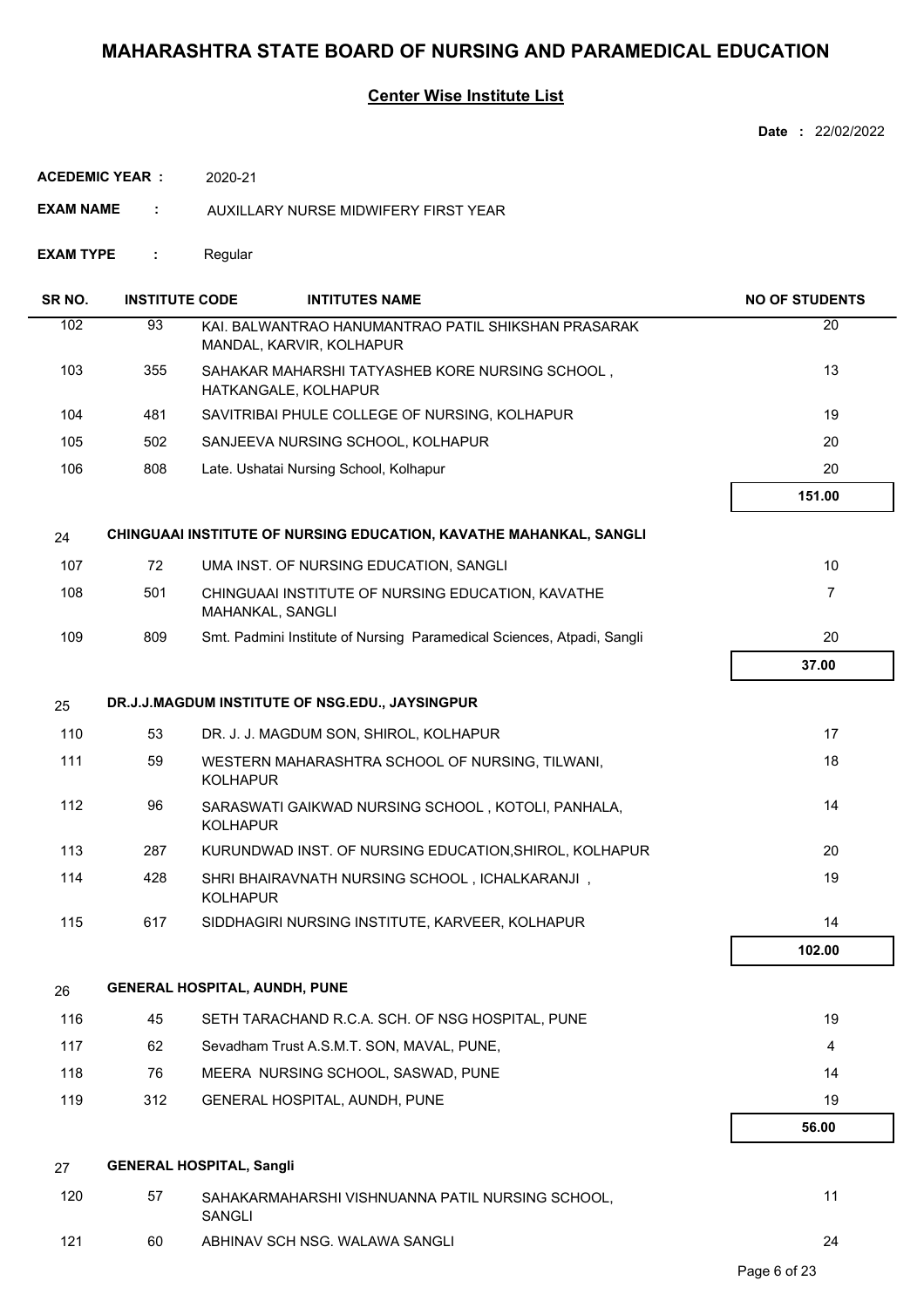# MAHARASHTRA STATE BOARD OF NURSING AND PARAMEDICAL EDUCATION

## Center Wise Institute List

**Date :** 22/02/2022

**ACEDEMIC YEAR :** 2020-21

**EXAM NAME :** AUXILLARY NURSE MIDWIFERY FIRST YEAR

**EXAM TYPE :** Regular

| SR NO. | INSTITUTE CODE | INTITUTES NAME | NO OF STUDENTS |
|---|---|---|---|
| 102 | 93 | KAI. BALWANTRAO HANUMANTRAO PATIL SHIKSHAN PRASARAK MANDAL, KARVIR, KOLHAPUR | 20 |
| 103 | 355 | SAHAKAR MAHARSHI TATYASHEB KORE NURSING SCHOOL , HATKANGALE, KOLHAPUR | 13 |
| 104 | 481 | SAVITRIBAI PHULE COLLEGE OF NURSING, KOLHAPUR | 19 |
| 105 | 502 | SANJEEVA NURSING SCHOOL, KOLHAPUR | 20 |
| 106 | 808 | Late. Ushatai Nursing School, Kolhapur | 20 |
| | | | **151.00** |
| 24 | | **CHINGUAAI INSTITUTE OF NURSING EDUCATION, KAVATHE MAHANKAL, SANGLI** | |
| 107 | 72 | UMA INST. OF NURSING EDUCATION, SANGLI | 10 |
| 108 | 501 | CHINGUAAI INSTITUTE OF NURSING EDUCATION, KAVATHE MAHANKAL, SANGLI | 7 |
| 109 | 809 | Smt. Padmini Institute of Nursing Paramedical Sciences, Atpadi, Sangli | 20 |
| | | | **37.00** |
| 25 | | **DR.J.J.MAGDUM INSTITUTE OF NSG.EDU., JAYSINGPUR** | |
| 110 | 53 | DR. J. J. MAGDUM SON, SHIROL, KOLHAPUR | 17 |
| 111 | 59 | WESTERN MAHARASHTRA SCHOOL OF NURSING, TILWANI, KOLHAPUR | 18 |
| 112 | 96 | SARASWATI GAIKWAD NURSING SCHOOL , KOTOLI, PANHALA, KOLHAPUR | 14 |
| 113 | 287 | KURUNDWAD INST. OF NURSING EDUCATION,SHIROL, KOLHAPUR | 20 |
| 114 | 428 | SHRI BHAIRAVNATH NURSING SCHOOL , ICHALKARANJI , KOLHAPUR | 19 |
| 115 | 617 | SIDDHAGIRI NURSING INSTITUTE, KARVEER, KOLHAPUR | 14 |
| | | | **102.00** |
| 26 | | **GENERAL HOSPITAL, AUNDH, PUNE** | |
| 116 | 45 | SETH TARACHAND R.C.A. SCH. OF NSG HOSPITAL, PUNE | 19 |
| 117 | 62 | Sevadham Trust A.S.M.T. SON, MAVAL, PUNE, | 4 |
| 118 | 76 | MEERA NURSING SCHOOL, SASWAD, PUNE | 14 |
| 119 | 312 | GENERAL HOSPITAL, AUNDH, PUNE | 19 |
| | | | **56.00** |
| 27 | | **GENERAL HOSPITAL, Sangli** | |
| 120 | 57 | SAHAKARMAHARSHI VISHNUANNA PATIL NURSING SCHOOL, SANGLI | 11 |
| 121 | 60 | ABHINAV SCH NSG. WALAWA SANGLI | 24 |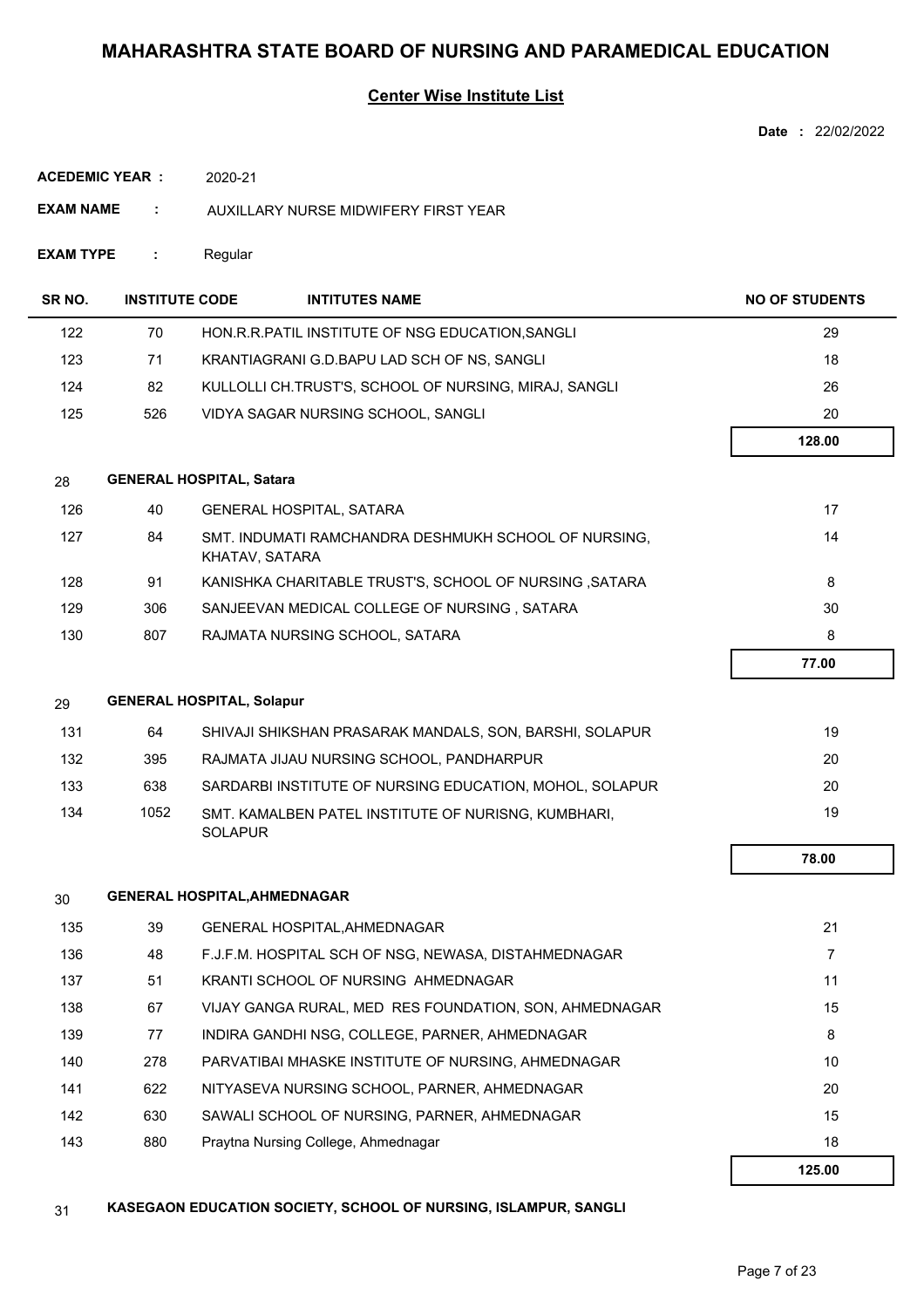# MAHARASHTRA STATE BOARD OF NURSING AND PARAMEDICAL EDUCATION

## Center Wise Institute List

**Date :** 22/02/2022

**ACEDEMIC YEAR :** 2020-21

**EXAM NAME :** AUXILLARY NURSE MIDWIFERY FIRST YEAR

**EXAM TYPE :** Regular

| SR NO. | INSTITUTE CODE | INTITUTES NAME | NO OF STUDENTS |
|---|---|---|---|
| 122 | 70 | HON.R.R.PATIL INSTITUTE OF NSG EDUCATION,SANGLI | 29 |
| 123 | 71 | KRANTIAGRANI G.D.BAPU LAD SCH OF NS, SANGLI | 18 |
| 124 | 82 | KULLOLLI CH.TRUST'S, SCHOOL OF NURSING, MIRAJ, SANGLI | 26 |
| 125 | 526 | VIDYA SAGAR NURSING SCHOOL, SANGLI | 20 |
| | | | **128.00** |
| 28 | **GENERAL HOSPITAL, Satara** | | |
| 126 | 40 | GENERAL HOSPITAL, SATARA | 17 |
| 127 | 84 | SMT. INDUMATI RAMCHANDRA DESHMUKH SCHOOL OF NURSING, KHATAV, SATARA | 14 |
| 128 | 91 | KANISHKA CHARITABLE TRUST'S, SCHOOL OF NURSING ,SATARA | 8 |
| 129 | 306 | SANJEEVAN MEDICAL COLLEGE OF NURSING , SATARA | 30 |
| 130 | 807 | RAJMATA NURSING SCHOOL, SATARA | 8 |
| | | | **77.00** |
| 29 | **GENERAL HOSPITAL, Solapur** | | |
| 131 | 64 | SHIVAJI SHIKSHAN PRASARAK MANDALS, SON, BARSHI, SOLAPUR | 19 |
| 132 | 395 | RAJMATA JIJAU NURSING SCHOOL, PANDHARPUR | 20 |
| 133 | 638 | SARDARBI INSTITUTE OF NURSING EDUCATION, MOHOL, SOLAPUR | 20 |
| 134 | 1052 | SMT. KAMALBEN PATEL INSTITUTE OF NURISNG, KUMBHARI, SOLAPUR | 19 |
| | | | **78.00** |
| 30 | **GENERAL HOSPITAL,AHMEDNAGAR** | | |
| 135 | 39 | GENERAL HOSPITAL,AHMEDNAGAR | 21 |
| 136 | 48 | F.J.F.M. HOSPITAL SCH OF NSG, NEWASA, DISTAHMEDNAGAR | 7 |
| 137 | 51 | KRANTI SCHOOL OF NURSING AHMEDNAGAR | 11 |
| 138 | 67 | VIJAY GANGA RURAL, MED RES FOUNDATION, SON, AHMEDNAGAR | 15 |
| 139 | 77 | INDIRA GANDHI NSG, COLLEGE, PARNER, AHMEDNAGAR | 8 |
| 140 | 278 | PARVATIBAI MHASKE INSTITUTE OF NURSING, AHMEDNAGAR | 10 |
| 141 | 622 | NITYASEVA NURSING SCHOOL, PARNER, AHMEDNAGAR | 20 |
| 142 | 630 | SAWALI SCHOOL OF NURSING, PARNER, AHMEDNAGAR | 15 |
| 143 | 880 | Praytna Nursing College, Ahmednagar | 18 |
| | | | **125.00** |
| 31 | **KASEGAON EDUCATION SOCIETY, SCHOOL OF NURSING, ISLAMPUR, SANGLI** | | |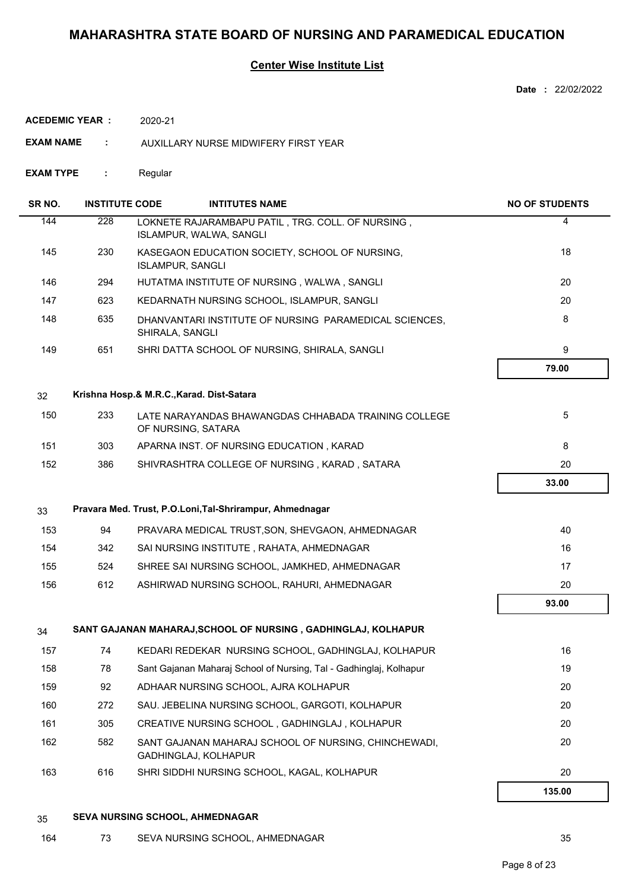# MAHARASHTRA STATE BOARD OF NURSING AND PARAMEDICAL EDUCATION

## Center Wise Institute List

**Date :** 22/02/2022

**ACEDEMIC YEAR :** 2020-21

**EXAM NAME :** AUXILLARY NURSE MIDWIFERY FIRST YEAR

**EXAM TYPE :** Regular

| SR NO. | INSTITUTE CODE | INTITUTES NAME | NO OF STUDENTS |
|---|---|---|---|
| 144 | 228 | LOKNETE RAJARAMBAPU PATIL , TRG. COLL. OF NURSING , ISLAMPUR, WALWA, SANGLI | 4 |
| 145 | 230 | KASEGAON EDUCATION SOCIETY, SCHOOL OF NURSING, ISLAMPUR, SANGLI | 18 |
| 146 | 294 | HUTATMA INSTITUTE OF NURSING , WALWA , SANGLI | 20 |
| 147 | 623 | KEDARNATH NURSING SCHOOL, ISLAMPUR, SANGLI | 20 |
| 148 | 635 | DHANVANTARI INSTITUTE OF NURSING PARAMEDICAL SCIENCES, SHIRALA, SANGLI | 8 |
| 149 | 651 | SHRI DATTA SCHOOL OF NURSING, SHIRALA, SANGLI | 9 |
| | | | **79.00** |
| 32 | | **Krishna Hosp.& M.R.C.,Karad. Dist-Satara** | |
| 150 | 233 | LATE NARAYANDAS BHAWANGDAS CHHABADA TRAINING COLLEGE OF NURSING, SATARA | 5 |
| 151 | 303 | APARNA INST. OF NURSING EDUCATION , KARAD | 8 |
| 152 | 386 | SHIVRASHTRA COLLEGE OF NURSING , KARAD , SATARA | 20 |
| | | | **33.00** |
| 33 | | **Pravara Med. Trust, P.O.Loni,Tal-Shrirampur, Ahmednagar** | |
| 153 | 94 | PRAVARA MEDICAL TRUST,SON, SHEVGAON, AHMEDNAGAR | 40 |
| 154 | 342 | SAI NURSING INSTITUTE , RAHATA, AHMEDNAGAR | 16 |
| 155 | 524 | SHREE SAI NURSING SCHOOL, JAMKHED, AHMEDNAGAR | 17 |
| 156 | 612 | ASHIRWAD NURSING SCHOOL, RAHURI, AHMEDNAGAR | 20 |
| | | | **93.00** |
| 34 | | **SANT GAJANAN MAHARAJ,SCHOOL OF NURSING , GADHINGLAJ, KOLHAPUR** | |
| 157 | 74 | KEDARI REDEKAR NURSING SCHOOL, GADHINGLAJ, KOLHAPUR | 16 |
| 158 | 78 | Sant Gajanan Maharaj School of Nursing, Tal - Gadhinglaj, Kolhapur | 19 |
| 159 | 92 | ADHAAR NURSING SCHOOL, AJRA KOLHAPUR | 20 |
| 160 | 272 | SAU. JEBELINA NURSING SCHOOL, GARGOTI, KOLHAPUR | 20 |
| 161 | 305 | CREATIVE NURSING SCHOOL , GADHINGLAJ , KOLHAPUR | 20 |
| 162 | 582 | SANT GAJANAN MAHARAJ SCHOOL OF NURSING, CHINCHEWADI, GADHINGLAJ, KOLHAPUR | 20 |
| 163 | 616 | SHRI SIDDHI NURSING SCHOOL, KAGAL, KOLHAPUR | 20 |
| | | | **135.00** |
| 35 | | **SEVA NURSING SCHOOL, AHMEDNAGAR** | |
| 164 | 73 | SEVA NURSING SCHOOL, AHMEDNAGAR | 35 |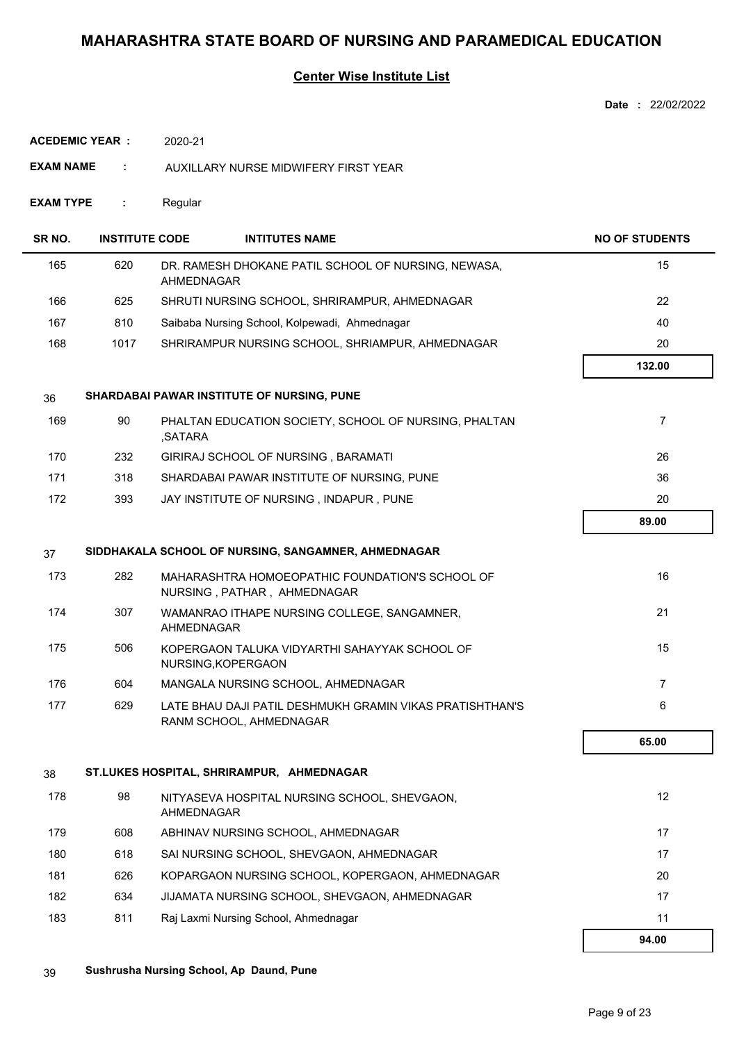# MAHARASHTRA STATE BOARD OF NURSING AND PARAMEDICAL EDUCATION

## Center Wise Institute List

**Date :** 22/02/2022

**ACEDEMIC YEAR :** 2020-21

**EXAM NAME :** AUXILLARY NURSE MIDWIFERY FIRST YEAR

**EXAM TYPE :** Regular

| SR NO. | INSTITUTE CODE | INTITUTES NAME | NO OF STUDENTS |
|---|---|---|---|
| 165 | 620 | DR. RAMESH DHOKANE PATIL SCHOOL OF NURSING, NEWASA, AHMEDNAGAR | 15 |
| 166 | 625 | SHRUTI NURSING SCHOOL, SHRIRAMPUR, AHMEDNAGAR | 22 |
| 167 | 810 | Saibaba Nursing School, Kolpewadi, Ahmednagar | 40 |
| 168 | 1017 | SHRIRAMPUR NURSING SCHOOL, SHRIAMPUR, AHMEDNAGAR | 20 |
| | | | **132.00** |
| 36 | | **SHARDABAI PAWAR INSTITUTE OF NURSING, PUNE** | |
| 169 | 90 | PHALTAN EDUCATION SOCIETY, SCHOOL OF NURSING, PHALTAN ,SATARA | 7 |
| 170 | 232 | GIRIRAJ SCHOOL OF NURSING , BARAMATI | 26 |
| 171 | 318 | SHARDABAI PAWAR INSTITUTE OF NURSING, PUNE | 36 |
| 172 | 393 | JAY INSTITUTE OF NURSING , INDAPUR , PUNE | 20 |
| | | | **89.00** |
| 37 | | **SIDDHAKALA SCHOOL OF NURSING, SANGAMNER, AHMEDNAGAR** | |
| 173 | 282 | MAHARASHTRA HOMOEOPATHIC FOUNDATION'S SCHOOL OF NURSING , PATHAR , AHMEDNAGAR | 16 |
| 174 | 307 | WAMANRAO ITHAPE NURSING COLLEGE, SANGAMNER, AHMEDNAGAR | 21 |
| 175 | 506 | KOPERGAON TALUKA VIDYARTHI SAHAYYAK SCHOOL OF NURSING,KOPERGAON | 15 |
| 176 | 604 | MANGALA NURSING SCHOOL, AHMEDNAGAR | 7 |
| 177 | 629 | LATE BHAU DAJI PATIL DESHMUKH GRAMIN VIKAS PRATISHTHAN'S RANM SCHOOL, AHMEDNAGAR | 6 |
| | | | **65.00** |
| 38 | | **ST.LUKES HOSPITAL, SHRIRAMPUR, AHMEDNAGAR** | |
| 178 | 98 | NITYASEVA HOSPITAL NURSING SCHOOL, SHEVGAON, AHMEDNAGAR | 12 |
| 179 | 608 | ABHINAV NURSING SCHOOL, AHMEDNAGAR | 17 |
| 180 | 618 | SAI NURSING SCHOOL, SHEVGAON, AHMEDNAGAR | 17 |
| 181 | 626 | KOPARGAON NURSING SCHOOL, KOPERGAON, AHMEDNAGAR | 20 |
| 182 | 634 | JIJAMATA NURSING SCHOOL, SHEVGAON, AHMEDNAGAR | 17 |
| 183 | 811 | Raj Laxmi Nursing School, Ahmednagar | 11 |
| | | | **94.00** |
| 39 | | **Sushrusha Nursing School, Ap Daund, Pune** | |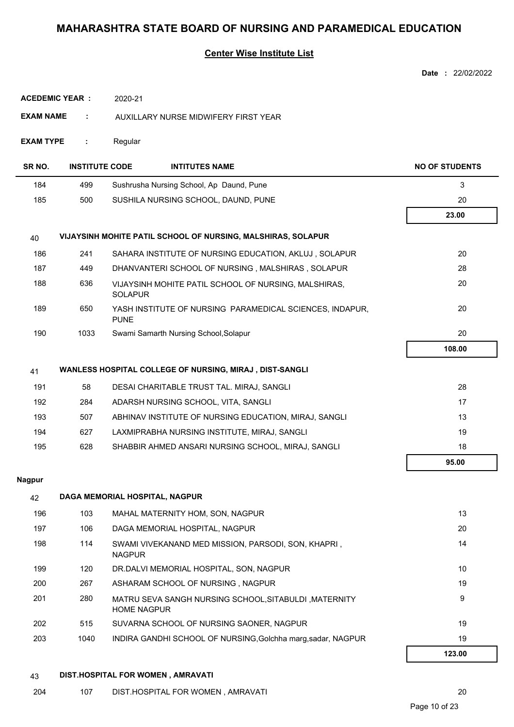# MAHARASHTRA STATE BOARD OF NURSING AND PARAMEDICAL EDUCATION

## Center Wise Institute List

**Date :** 22/02/2022

**ACEDEMIC YEAR :** 2020-21

**EXAM NAME :** AUXILLARY NURSE MIDWIFERY FIRST YEAR

**EXAM TYPE :** Regular

| SR NO. | INSTITUTE CODE | INTITUTES NAME | NO OF STUDENTS |
|---|---|---|---|
| 184 | 499 | Sushrusha Nursing School, Ap Daund, Pune | 3 |
| 185 | 500 | SUSHILA NURSING SCHOOL, DAUND, PUNE | 20 |
| | | | **23.00** |
| 40 | | **VIJAYSINH MOHITE PATIL SCHOOL OF NURSING, MALSHIRAS, SOLAPUR** | |
| 186 | 241 | SAHARA INSTITUTE OF NURSING EDUCATION, AKLUJ , SOLAPUR | 20 |
| 187 | 449 | DHANVANTERI SCHOOL OF NURSING , MALSHIRAS , SOLAPUR | 28 |
| 188 | 636 | VIJAYSINH MOHITE PATIL SCHOOL OF NURSING, MALSHIRAS, SOLAPUR | 20 |
| 189 | 650 | YASH INSTITUTE OF NURSING PARAMEDICAL SCIENCES, INDAPUR, PUNE | 20 |
| 190 | 1033 | Swami Samarth Nursing School,Solapur | 20 |
| | | | **108.00** |
| 41 | | **WANLESS HOSPITAL COLLEGE OF NURSING, MIRAJ , DIST-SANGLI** | |
| 191 | 58 | DESAI CHARITABLE TRUST TAL. MIRAJ, SANGLI | 28 |
| 192 | 284 | ADARSH NURSING SCHOOL, VITA, SANGLI | 17 |
| 193 | 507 | ABHINAV INSTITUTE OF NURSING EDUCATION, MIRAJ, SANGLI | 13 |
| 194 | 627 | LAXMIPRABHA NURSING INSTITUTE, MIRAJ, SANGLI | 19 |
| 195 | 628 | SHABBIR AHMED ANSARI NURSING SCHOOL, MIRAJ, SANGLI | 18 |
| | | | **95.00** |
| **Nagpur** | | | |
| 42 | | **DAGA MEMORIAL HOSPITAL, NAGPUR** | |
| 196 | 103 | MAHAL MATERNITY HOM, SON, NAGPUR | 13 |
| 197 | 106 | DAGA MEMORIAL HOSPITAL, NAGPUR | 20 |
| 198 | 114 | SWAMI VIVEKANAND MED MISSION, PARSODI, SON, KHAPRI , NAGPUR | 14 |
| 199 | 120 | DR.DALVI MEMORIAL HOSPITAL, SON, NAGPUR | 10 |
| 200 | 267 | ASHARAM SCHOOL OF NURSING , NAGPUR | 19 |
| 201 | 280 | MATRU SEVA SANGH NURSING SCHOOL,SITABULDI ,MATERNITY HOME NAGPUR | 9 |
| 202 | 515 | SUVARNA SCHOOL OF NURSING SAONER, NAGPUR | 19 |
| 203 | 1040 | INDIRA GANDHI SCHOOL OF NURSING,Golchha marg,sadar, NAGPUR | 19 |
| | | | **123.00** |
| 43 | | **DIST.HOSPITAL FOR WOMEN , AMRAVATI** | |
| 204 | 107 | DIST.HOSPITAL FOR WOMEN , AMRAVATI | 20 |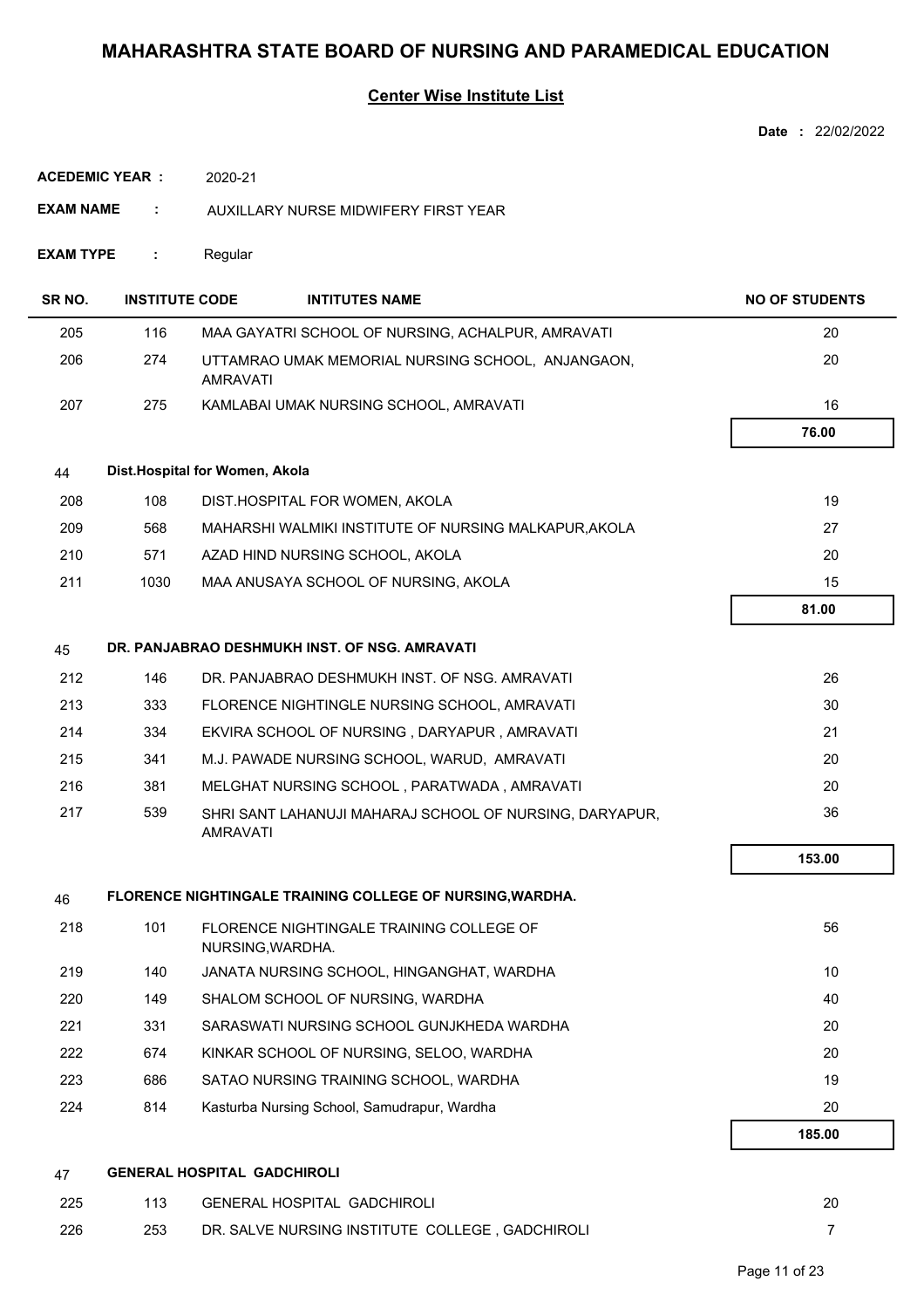# MAHARASHTRA STATE BOARD OF NURSING AND PARAMEDICAL EDUCATION

## Center Wise Institute List

**Date :** 22/02/2022

**ACEDEMIC YEAR :** 2020-21

**EXAM NAME :** AUXILLARY NURSE MIDWIFERY FIRST YEAR

**EXAM TYPE :** Regular

| SR NO. | INSTITUTE CODE | INTITUTES NAME | NO OF STUDENTS |
|---|---|---|---|
| 205 | 116 | MAA GAYATRI SCHOOL OF NURSING, ACHALPUR, AMRAVATI | 20 |
| 206 | 274 | UTTAMRAO UMAK MEMORIAL NURSING SCHOOL, ANJANGAON, AMRAVATI | 20 |
| 207 | 275 | KAMLABAI UMAK NURSING SCHOOL, AMRAVATI | 16 |
| | | | **76.00** |
| 44 | **Dist.Hospital for Women, Akola** | | |
| 208 | 108 | DIST.HOSPITAL FOR WOMEN, AKOLA | 19 |
| 209 | 568 | MAHARSHI WALMIKI INSTITUTE OF NURSING MALKAPUR,AKOLA | 27 |
| 210 | 571 | AZAD HIND NURSING SCHOOL, AKOLA | 20 |
| 211 | 1030 | MAA ANUSAYA SCHOOL OF NURSING, AKOLA | 15 |
| | | | **81.00** |
| 45 | **DR. PANJABRAO DESHMUKH INST. OF NSG. AMRAVATI** | | |
| 212 | 146 | DR. PANJABRAO DESHMUKH INST. OF NSG. AMRAVATI | 26 |
| 213 | 333 | FLORENCE NIGHTINGLE NURSING SCHOOL, AMRAVATI | 30 |
| 214 | 334 | EKVIRA SCHOOL OF NURSING , DARYAPUR , AMRAVATI | 21 |
| 215 | 341 | M.J. PAWADE NURSING SCHOOL, WARUD, AMRAVATI | 20 |
| 216 | 381 | MELGHAT NURSING SCHOOL , PARATWADA , AMRAVATI | 20 |
| 217 | 539 | SHRI SANT LAHANUJI MAHARAJ SCHOOL OF NURSING, DARYAPUR, AMRAVATI | 36 |
| | | | **153.00** |
| 46 | **FLORENCE NIGHTINGALE TRAINING COLLEGE OF NURSING,WARDHA.** | | |
| 218 | 101 | FLORENCE NIGHTINGALE TRAINING COLLEGE OF NURSING,WARDHA. | 56 |
| 219 | 140 | JANATA NURSING SCHOOL, HINGANGHAT, WARDHA | 10 |
| 220 | 149 | SHALOM SCHOOL OF NURSING, WARDHA | 40 |
| 221 | 331 | SARASWATI NURSING SCHOOL GUNJKHEDA WARDHA | 20 |
| 222 | 674 | KINKAR SCHOOL OF NURSING, SELOO, WARDHA | 20 |
| 223 | 686 | SATAO NURSING TRAINING SCHOOL, WARDHA | 19 |
| 224 | 814 | Kasturba Nursing School, Samudrapur, Wardha | 20 |
| | | | **185.00** |
| 47 | **GENERAL HOSPITAL GADCHIROLI** | | |
| 225 | 113 | GENERAL HOSPITAL GADCHIROLI | 20 |
| 226 | 253 | DR. SALVE NURSING INSTITUTE COLLEGE , GADCHIROLI | 7 |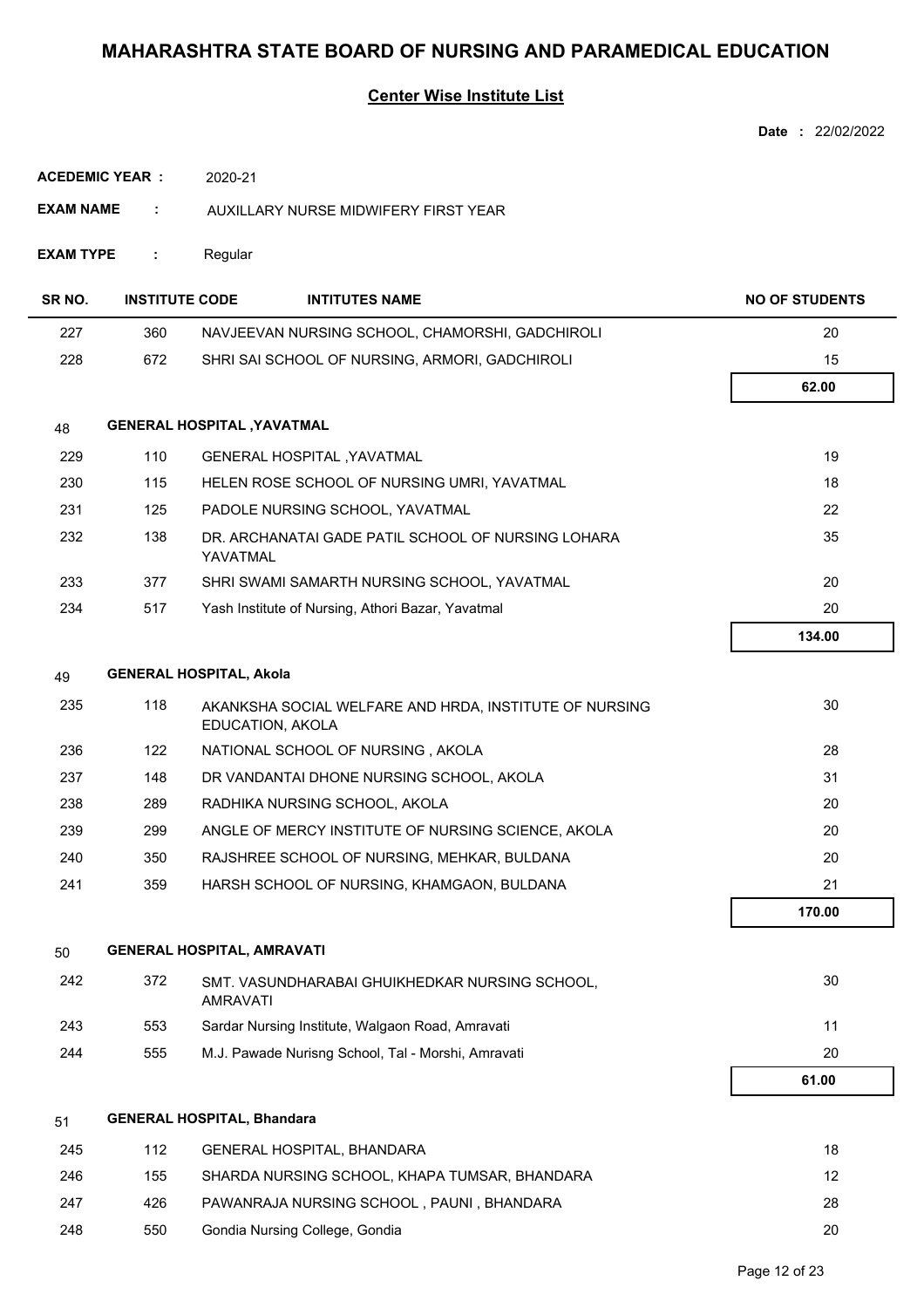# MAHARASHTRA STATE BOARD OF NURSING AND PARAMEDICAL EDUCATION

## Center Wise Institute List

**Date :** 22/02/2022

**ACEDEMIC YEAR :** 2020-21

**EXAM NAME :** AUXILLARY NURSE MIDWIFERY FIRST YEAR

**EXAM TYPE :** Regular

| SR NO. | INSTITUTE CODE | INTITUTES NAME | NO OF STUDENTS |
|---|---|---|---|
| 227 | 360 | NAVJEEVAN NURSING SCHOOL, CHAMORSHI, GADCHIROLI | 20 |
| 228 | 672 | SHRI SAI SCHOOL OF NURSING, ARMORI, GADCHIROLI | 15 |
| | | | **62.00** |
| 48 | **GENERAL HOSPITAL ,YAVATMAL** | | |
| 229 | 110 | GENERAL HOSPITAL ,YAVATMAL | 19 |
| 230 | 115 | HELEN ROSE SCHOOL OF NURSING UMRI, YAVATMAL | 18 |
| 231 | 125 | PADOLE NURSING SCHOOL, YAVATMAL | 22 |
| 232 | 138 | DR. ARCHANATAI GADE PATIL SCHOOL OF NURSING LOHARA YAVATMAL | 35 |
| 233 | 377 | SHRI SWAMI SAMARTH NURSING SCHOOL, YAVATMAL | 20 |
| 234 | 517 | Yash Institute of Nursing, Athori Bazar, Yavatmal | 20 |
| | | | **134.00** |
| 49 | **GENERAL HOSPITAL, Akola** | | |
| 235 | 118 | AKANKSHA SOCIAL WELFARE AND HRDA, INSTITUTE OF NURSING EDUCATION, AKOLA | 30 |
| 236 | 122 | NATIONAL SCHOOL OF NURSING , AKOLA | 28 |
| 237 | 148 | DR VANDANTAI DHONE NURSING SCHOOL, AKOLA | 31 |
| 238 | 289 | RADHIKA NURSING SCHOOL, AKOLA | 20 |
| 239 | 299 | ANGLE OF MERCY INSTITUTE OF NURSING SCIENCE, AKOLA | 20 |
| 240 | 350 | RAJSHREE SCHOOL OF NURSING, MEHKAR, BULDANA | 20 |
| 241 | 359 | HARSH SCHOOL OF NURSING, KHAMGAON, BULDANA | 21 |
| | | | **170.00** |
| 50 | **GENERAL HOSPITAL, AMRAVATI** | | |
| 242 | 372 | SMT. VASUNDHARABAI GHUIKHEDKAR NURSING SCHOOL, AMRAVATI | 30 |
| 243 | 553 | Sardar Nursing Institute, Walgaon Road, Amravati | 11 |
| 244 | 555 | M.J. Pawade Nurisng School, Tal - Morshi, Amravati | 20 |
| | | | **61.00** |
| 51 | **GENERAL HOSPITAL, Bhandara** | | |
| 245 | 112 | GENERAL HOSPITAL, BHANDARA | 18 |
| 246 | 155 | SHARDA NURSING SCHOOL, KHAPA TUMSAR, BHANDARA | 12 |
| 247 | 426 | PAWANRAJA NURSING SCHOOL , PAUNI , BHANDARA | 28 |
| 248 | 550 | Gondia Nursing College, Gondia | 20 |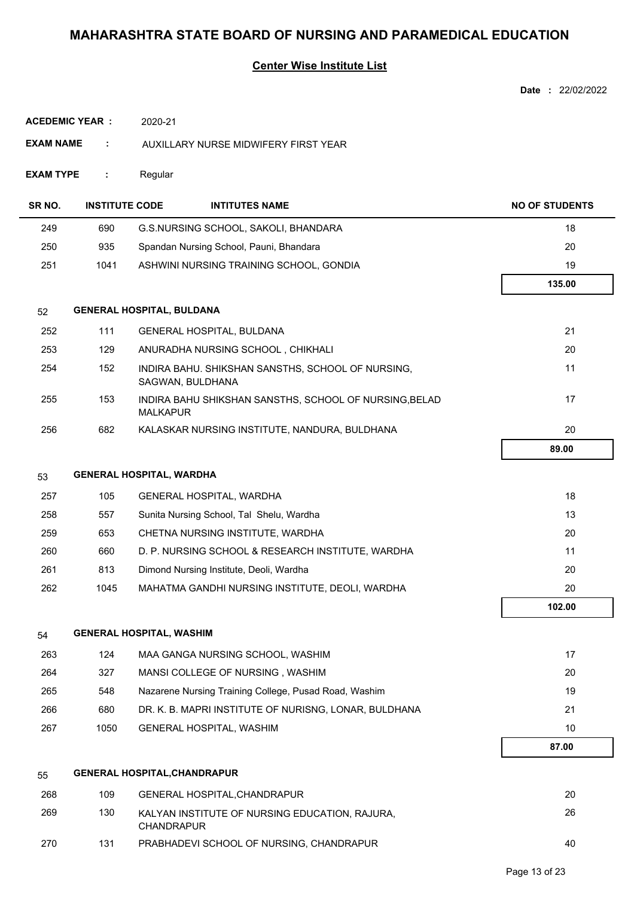# MAHARASHTRA STATE BOARD OF NURSING AND PARAMEDICAL EDUCATION

## Center Wise Institute List

**Date :** 22/02/2022

**ACEDEMIC YEAR :** 2020-21

**EXAM NAME :** AUXILLARY NURSE MIDWIFERY FIRST YEAR

**EXAM TYPE :** Regular

| SR NO. | INSTITUTE CODE | INTITUTES NAME | NO OF STUDENTS |
|---|---|---|---|
| 249 | 690 | G.S.NURSING SCHOOL, SAKOLI, BHANDARA | 18 |
| 250 | 935 | Spandan Nursing School, Pauni, Bhandara | 20 |
| 251 | 1041 | ASHWINI NURSING TRAINING SCHOOL, GONDIA | 19 |
| | | | **135.00** |
| 52 | | **GENERAL HOSPITAL, BULDANA** | |
| 252 | 111 | GENERAL HOSPITAL, BULDANA | 21 |
| 253 | 129 | ANURADHA NURSING SCHOOL , CHIKHALI | 20 |
| 254 | 152 | INDIRA BAHU. SHIKSHAN SANSTHS, SCHOOL OF NURSING, SAGWAN, BULDHANA | 11 |
| 255 | 153 | INDIRA BAHU SHIKSHAN SANSTHS, SCHOOL OF NURSING,BELAD MALKAPUR | 17 |
| 256 | 682 | KALASKAR NURSING INSTITUTE, NANDURA, BULDHANA | 20 |
| | | | **89.00** |
| 53 | | **GENERAL HOSPITAL, WARDHA** | |
| 257 | 105 | GENERAL HOSPITAL, WARDHA | 18 |
| 258 | 557 | Sunita Nursing School, Tal Shelu, Wardha | 13 |
| 259 | 653 | CHETNA NURSING INSTITUTE, WARDHA | 20 |
| 260 | 660 | D. P. NURSING SCHOOL & RESEARCH INSTITUTE, WARDHA | 11 |
| 261 | 813 | Dimond Nursing Institute, Deoli, Wardha | 20 |
| 262 | 1045 | MAHATMA GANDHI NURSING INSTITUTE, DEOLI, WARDHA | 20 |
| | | | **102.00** |
| 54 | | **GENERAL HOSPITAL, WASHIM** | |
| 263 | 124 | MAA GANGA NURSING SCHOOL, WASHIM | 17 |
| 264 | 327 | MANSI COLLEGE OF NURSING , WASHIM | 20 |
| 265 | 548 | Nazarene Nursing Training College, Pusad Road, Washim | 19 |
| 266 | 680 | DR. K. B. MAPRI INSTITUTE OF NURISNG, LONAR, BULDHANA | 21 |
| 267 | 1050 | GENERAL HOSPITAL, WASHIM | 10 |
| | | | **87.00** |
| 55 | | **GENERAL HOSPITAL,CHANDRAPUR** | |
| 268 | 109 | GENERAL HOSPITAL,CHANDRAPUR | 20 |
| 269 | 130 | KALYAN INSTITUTE OF NURSING EDUCATION, RAJURA, CHANDRAPUR | 26 |
| 270 | 131 | PRABHADEVI SCHOOL OF NURSING, CHANDRAPUR | 40 |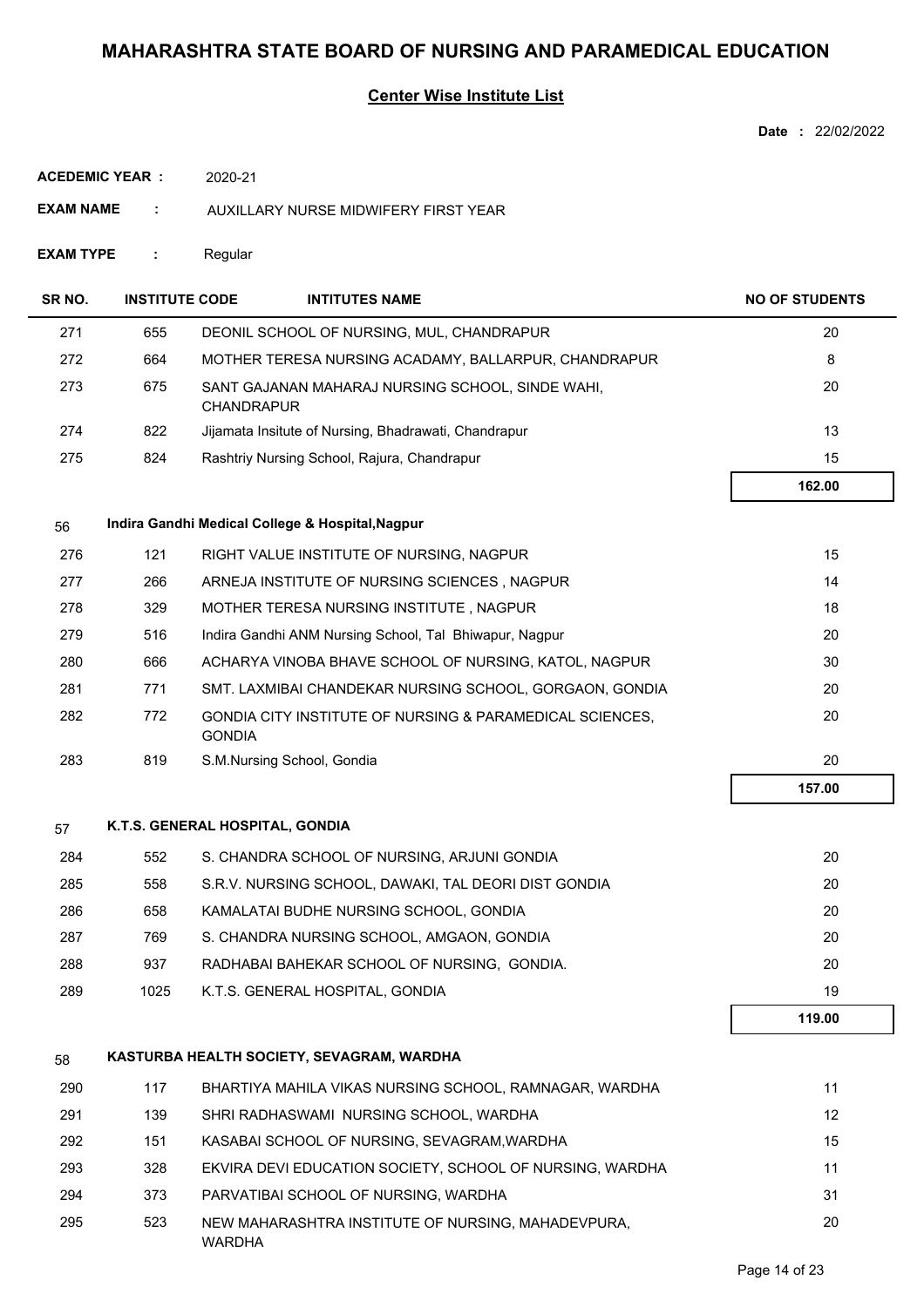# MAHARASHTRA STATE BOARD OF NURSING AND PARAMEDICAL EDUCATION

## Center Wise Institute List

**Date :** 22/02/2022

**ACEDEMIC YEAR :** 2020-21

**EXAM NAME :** AUXILLARY NURSE MIDWIFERY FIRST YEAR

**EXAM TYPE :** Regular

| SR NO. | INSTITUTE CODE | INTITUTES NAME | NO OF STUDENTS |
|---|---|---|---|
| 271 | 655 | DEONIL SCHOOL OF NURSING, MUL, CHANDRAPUR | 20 |
| 272 | 664 | MOTHER TERESA NURSING ACADAMY, BALLARPUR, CHANDRAPUR | 8 |
| 273 | 675 | SANT GAJANAN MAHARAJ NURSING SCHOOL, SINDE WAHI, CHANDRAPUR | 20 |
| 274 | 822 | Jijamata Insitute of Nursing, Bhadrawati, Chandrapur | 13 |
| 275 | 824 | Rashtriy Nursing School, Rajura, Chandrapur | 15 |
| | | | **162.00** |
| **56** | | **Indira Gandhi Medical College & Hospital,Nagpur** | |
| 276 | 121 | RIGHT VALUE INSTITUTE OF NURSING, NAGPUR | 15 |
| 277 | 266 | ARNEJA INSTITUTE OF NURSING SCIENCES , NAGPUR | 14 |
| 278 | 329 | MOTHER TERESA NURSING INSTITUTE , NAGPUR | 18 |
| 279 | 516 | Indira Gandhi ANM Nursing School, Tal Bhiwapur, Nagpur | 20 |
| 280 | 666 | ACHARYA VINOBA BHAVE SCHOOL OF NURSING, KATOL, NAGPUR | 30 |
| 281 | 771 | SMT. LAXMIBAI CHANDEKAR NURSING SCHOOL, GORGAON, GONDIA | 20 |
| 282 | 772 | GONDIA CITY INSTITUTE OF NURSING & PARAMEDICAL SCIENCES, GONDIA | 20 |
| 283 | 819 | S.M.Nursing School, Gondia | 20 |
| | | | **157.00** |
| **57** | | **K.T.S. GENERAL HOSPITAL, GONDIA** | |
| 284 | 552 | S. CHANDRA SCHOOL OF NURSING, ARJUNI GONDIA | 20 |
| 285 | 558 | S.R.V. NURSING SCHOOL, DAWAKI, TAL DEORI DIST GONDIA | 20 |
| 286 | 658 | KAMALATAI BUDHE NURSING SCHOOL, GONDIA | 20 |
| 287 | 769 | S. CHANDRA NURSING SCHOOL, AMGAON, GONDIA | 20 |
| 288 | 937 | RADHABAI BAHEKAR SCHOOL OF NURSING, GONDIA. | 20 |
| 289 | 1025 | K.T.S. GENERAL HOSPITAL, GONDIA | 19 |
| | | | **119.00** |
| **58** | | **KASTURBA HEALTH SOCIETY, SEVAGRAM, WARDHA** | |
| 290 | 117 | BHARTIYA MAHILA VIKAS NURSING SCHOOL, RAMNAGAR, WARDHA | 11 |
| 291 | 139 | SHRI RADHASWAMI NURSING SCHOOL, WARDHA | 12 |
| 292 | 151 | KASABAI SCHOOL OF NURSING, SEVAGRAM,WARDHA | 15 |
| 293 | 328 | EKVIRA DEVI EDUCATION SOCIETY, SCHOOL OF NURSING, WARDHA | 11 |
| 294 | 373 | PARVATIBAI SCHOOL OF NURSING, WARDHA | 31 |
| 295 | 523 | NEW MAHARASHTRA INSTITUTE OF NURSING, MAHADEVPURA, WARDHA | 20 |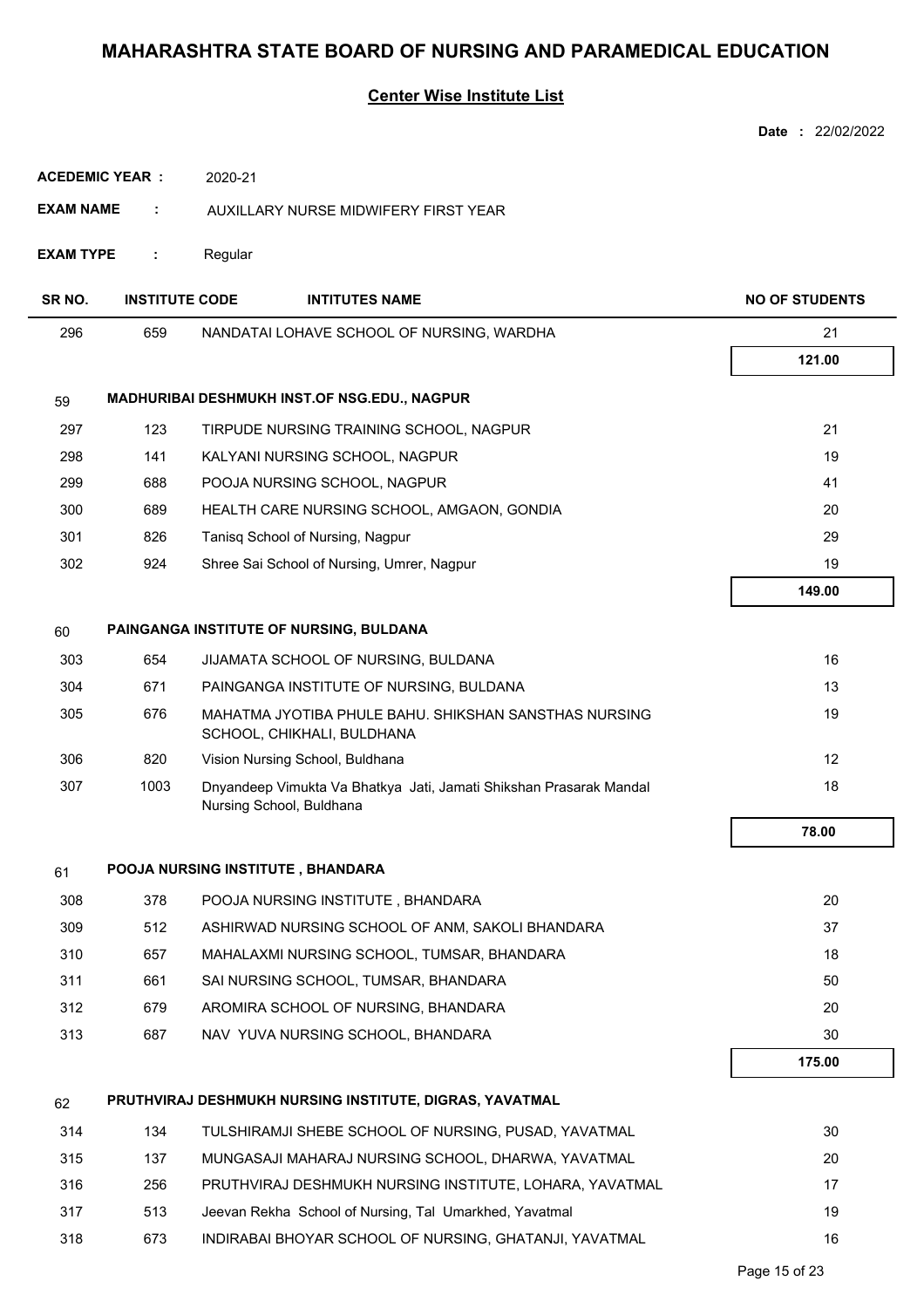# MAHARASHTRA STATE BOARD OF NURSING AND PARAMEDICAL EDUCATION

## Center Wise Institute List

**Date :** 22/02/2022

**ACEDEMIC YEAR :** 2020-21

**EXAM NAME :** AUXILLARY NURSE MIDWIFERY FIRST YEAR

**EXAM TYPE :** Regular

| SR NO. | INSTITUTE CODE | INTITUTES NAME | NO OF STUDENTS |
|---|---|---|---|
| 296 | 659 | NANDATAI LOHAVE SCHOOL OF NURSING, WARDHA | 21 |
| | | | **121.00** |
| **59** | | **MADHURIBAI DESHMUKH INST.OF NSG.EDU., NAGPUR** | |
| 297 | 123 | TIRPUDE NURSING TRAINING SCHOOL, NAGPUR | 21 |
| 298 | 141 | KALYANI NURSING SCHOOL, NAGPUR | 19 |
| 299 | 688 | POOJA NURSING SCHOOL, NAGPUR | 41 |
| 300 | 689 | HEALTH CARE NURSING SCHOOL, AMGAON, GONDIA | 20 |
| 301 | 826 | Tanisq School of Nursing, Nagpur | 29 |
| 302 | 924 | Shree Sai School of Nursing, Umrer, Nagpur | 19 |
| | | | **149.00** |
| **60** | | **PAINGANGA INSTITUTE OF NURSING, BULDANA** | |
| 303 | 654 | JIJAMATA SCHOOL OF NURSING, BULDANA | 16 |
| 304 | 671 | PAINGANGA INSTITUTE OF NURSING, BULDANA | 13 |
| 305 | 676 | MAHATMA JYOTIBA PHULE BAHU. SHIKSHAN SANSTHAS NURSING SCHOOL, CHIKHALI, BULDHANA | 19 |
| 306 | 820 | Vision Nursing School, Buldhana | 12 |
| 307 | 1003 | Dnyandeep Vimukta Va Bhatkya Jati, Jamati Shikshan Prasarak Mandal Nursing School, Buldhana | 18 |
| | | | **78.00** |
| **61** | | **POOJA NURSING INSTITUTE , BHANDARA** | |
| 308 | 378 | POOJA NURSING INSTITUTE , BHANDARA | 20 |
| 309 | 512 | ASHIRWAD NURSING SCHOOL OF ANM, SAKOLI BHANDARA | 37 |
| 310 | 657 | MAHALAXMI NURSING SCHOOL, TUMSAR, BHANDARA | 18 |
| 311 | 661 | SAI NURSING SCHOOL, TUMSAR, BHANDARA | 50 |
| 312 | 679 | AROMIRA SCHOOL OF NURSING, BHANDARA | 20 |
| 313 | 687 | NAV YUVA NURSING SCHOOL, BHANDARA | 30 |
| | | | **175.00** |
| **62** | | **PRUTHVIRAJ DESHMUKH NURSING INSTITUTE, DIGRAS, YAVATMAL** | |
| 314 | 134 | TULSHIRAMJI SHEBE SCHOOL OF NURSING, PUSAD, YAVATMAL | 30 |
| 315 | 137 | MUNGASAJI MAHARAJ NURSING SCHOOL, DHARWA, YAVATMAL | 20 |
| 316 | 256 | PRUTHVIRAJ DESHMUKH NURSING INSTITUTE, LOHARA, YAVATMAL | 17 |
| 317 | 513 | Jeevan Rekha School of Nursing, Tal Umarkhed, Yavatmal | 19 |
| 318 | 673 | INDIRABAI BHOYAR SCHOOL OF NURSING, GHATANJI, YAVATMAL | 16 |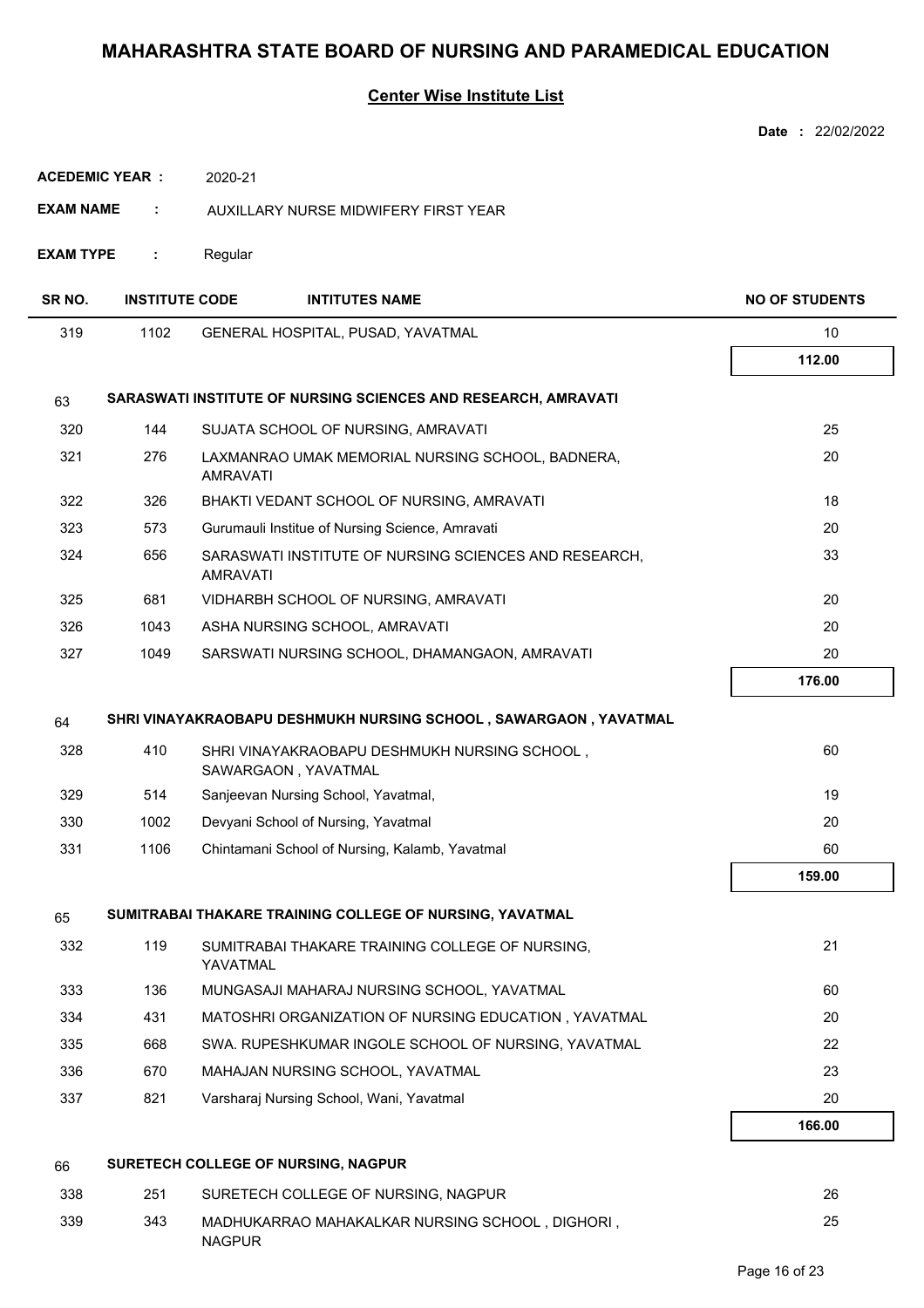# MAHARASHTRA STATE BOARD OF NURSING AND PARAMEDICAL EDUCATION

## Center Wise Institute List

**Date :** 22/02/2022

**ACEDEMIC YEAR :** 2020-21

**EXAM NAME :** AUXILLARY NURSE MIDWIFERY FIRST YEAR

**EXAM TYPE :** Regular

| SR NO. | INSTITUTE CODE | INTITUTES NAME | NO OF STUDENTS |
|---|---|---|---|
| 319 | 1102 | GENERAL HOSPITAL, PUSAD, YAVATMAL | 10 |
| | | | **112.00** |
| 63 | | **SARASWATI INSTITUTE OF NURSING SCIENCES AND RESEARCH, AMRAVATI** | |
| 320 | 144 | SUJATA SCHOOL OF NURSING, AMRAVATI | 25 |
| 321 | 276 | LAXMANRAO UMAK MEMORIAL NURSING SCHOOL, BADNERA, AMRAVATI | 20 |
| 322 | 326 | BHAKTI VEDANT SCHOOL OF NURSING, AMRAVATI | 18 |
| 323 | 573 | Gurumauli Institue of Nursing Science, Amravati | 20 |
| 324 | 656 | SARASWATI INSTITUTE OF NURSING SCIENCES AND RESEARCH, AMRAVATI | 33 |
| 325 | 681 | VIDHARBH SCHOOL OF NURSING, AMRAVATI | 20 |
| 326 | 1043 | ASHA NURSING SCHOOL, AMRAVATI | 20 |
| 327 | 1049 | SARSWATI NURSING SCHOOL, DHAMANGAON, AMRAVATI | 20 |
| | | | **176.00** |
| 64 | | **SHRI VINAYAKRAOBAPU DESHMUKH NURSING SCHOOL , SAWARGAON , YAVATMAL** | |
| 328 | 410 | SHRI VINAYAKRAOBAPU DESHMUKH NURSING SCHOOL , SAWARGAON , YAVATMAL | 60 |
| 329 | 514 | Sanjeevan Nursing School, Yavatmal, | 19 |
| 330 | 1002 | Devyani School of Nursing, Yavatmal | 20 |
| 331 | 1106 | Chintamani School of Nursing, Kalamb, Yavatmal | 60 |
| | | | **159.00** |
| 65 | | **SUMITRABAI THAKARE TRAINING COLLEGE OF NURSING, YAVATMAL** | |
| 332 | 119 | SUMITRABAI THAKARE TRAINING COLLEGE OF NURSING, YAVATMAL | 21 |
| 333 | 136 | MUNGASAJI MAHARAJ NURSING SCHOOL, YAVATMAL | 60 |
| 334 | 431 | MATOSHRI ORGANIZATION OF NURSING EDUCATION , YAVATMAL | 20 |
| 335 | 668 | SWA. RUPESHKUMAR INGOLE SCHOOL OF NURSING, YAVATMAL | 22 |
| 336 | 670 | MAHAJAN NURSING SCHOOL, YAVATMAL | 23 |
| 337 | 821 | Varsharaj Nursing School, Wani, Yavatmal | 20 |
| | | | **166.00** |
| 66 | | **SURETECH COLLEGE OF NURSING, NAGPUR** | |
| 338 | 251 | SURETECH COLLEGE OF NURSING, NAGPUR | 26 |
| 339 | 343 | MADHUKARRAO MAHAKALKAR NURSING SCHOOL , DIGHORI , NAGPUR | 25 |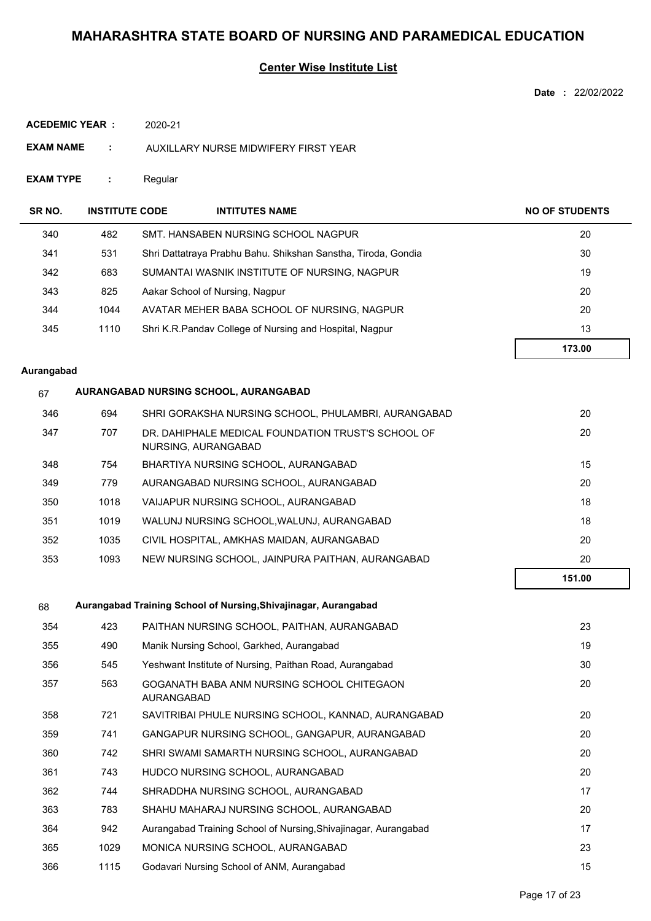# MAHARASHTRA STATE BOARD OF NURSING AND PARAMEDICAL EDUCATION

## Center Wise Institute List

**Date :** 22/02/2022

**ACEDEMIC YEAR :** 2020-21

**EXAM NAME :** AUXILLARY NURSE MIDWIFERY FIRST YEAR

**EXAM TYPE :** Regular

| SR NO. | INSTITUTE CODE | INTITUTES NAME | NO OF STUDENTS |
|---|---|---|---|
| 340 | 482 | SMT. HANSABEN NURSING SCHOOL NAGPUR | 20 |
| 341 | 531 | Shri Dattatraya Prabhu Bahu. Shikshan Sanstha, Tiroda, Gondia | 30 |
| 342 | 683 | SUMANTAI WASNIK INSTITUTE OF NURSING, NAGPUR | 19 |
| 343 | 825 | Aakar School of Nursing, Nagpur | 20 |
| 344 | 1044 | AVATAR MEHER BABA SCHOOL OF NURSING, NAGPUR | 20 |
| 345 | 1110 | Shri K.R.Pandav College of Nursing and Hospital, Nagpur | 13 |
| | | | **173.00** |

**Aurangabad**

**67 AURANGABAD NURSING SCHOOL, AURANGABAD**

| SR NO. | INSTITUTE CODE | INTITUTES NAME | NO OF STUDENTS |
|---|---|---|---|
| 346 | 694 | SHRI GORAKSHA NURSING SCHOOL, PHULAMBRI, AURANGABAD | 20 |
| 347 | 707 | DR. DAHIPHALE MEDICAL FOUNDATION TRUST'S SCHOOL OF NURSING, AURANGABAD | 20 |
| 348 | 754 | BHARTIYA NURSING SCHOOL, AURANGABAD | 15 |
| 349 | 779 | AURANGABAD NURSING SCHOOL, AURANGABAD | 20 |
| 350 | 1018 | VAIJAPUR NURSING SCHOOL, AURANGABAD | 18 |
| 351 | 1019 | WALUNJ NURSING SCHOOL,WALUNJ, AURANGABAD | 18 |
| 352 | 1035 | CIVIL HOSPITAL, AMKHAS MAIDAN, AURANGABAD | 20 |
| 353 | 1093 | NEW NURSING SCHOOL, JAINPURA PAITHAN, AURANGABAD | 20 |
| | | | **151.00** |

**68 Aurangabad Training School of Nursing,Shivajinagar, Aurangabad**

| SR NO. | INSTITUTE CODE | INTITUTES NAME | NO OF STUDENTS |
|---|---|---|---|
| 354 | 423 | PAITHAN NURSING SCHOOL, PAITHAN, AURANGABAD | 23 |
| 355 | 490 | Manik Nursing School, Garkhed, Aurangabad | 19 |
| 356 | 545 | Yeshwant Institute of Nursing, Paithan Road, Aurangabad | 30 |
| 357 | 563 | GOGANATH BABA ANM NURSING SCHOOL CHITEGAON AURANGABAD | 20 |
| 358 | 721 | SAVITRIBAI PHULE NURSING SCHOOL, KANNAD, AURANGABAD | 20 |
| 359 | 741 | GANGAPUR NURSING SCHOOL, GANGAPUR, AURANGABAD | 20 |
| 360 | 742 | SHRI SWAMI SAMARTH NURSING SCHOOL, AURANGABAD | 20 |
| 361 | 743 | HUDCO NURSING SCHOOL, AURANGABAD | 20 |
| 362 | 744 | SHRADDHA NURSING SCHOOL, AURANGABAD | 17 |
| 363 | 783 | SHAHU MAHARAJ NURSING SCHOOL, AURANGABAD | 20 |
| 364 | 942 | Aurangabad Training School of Nursing,Shivajinagar, Aurangabad | 17 |
| 365 | 1029 | MONICA NURSING SCHOOL, AURANGABAD | 23 |
| 366 | 1115 | Godavari Nursing School of ANM, Aurangabad | 15 |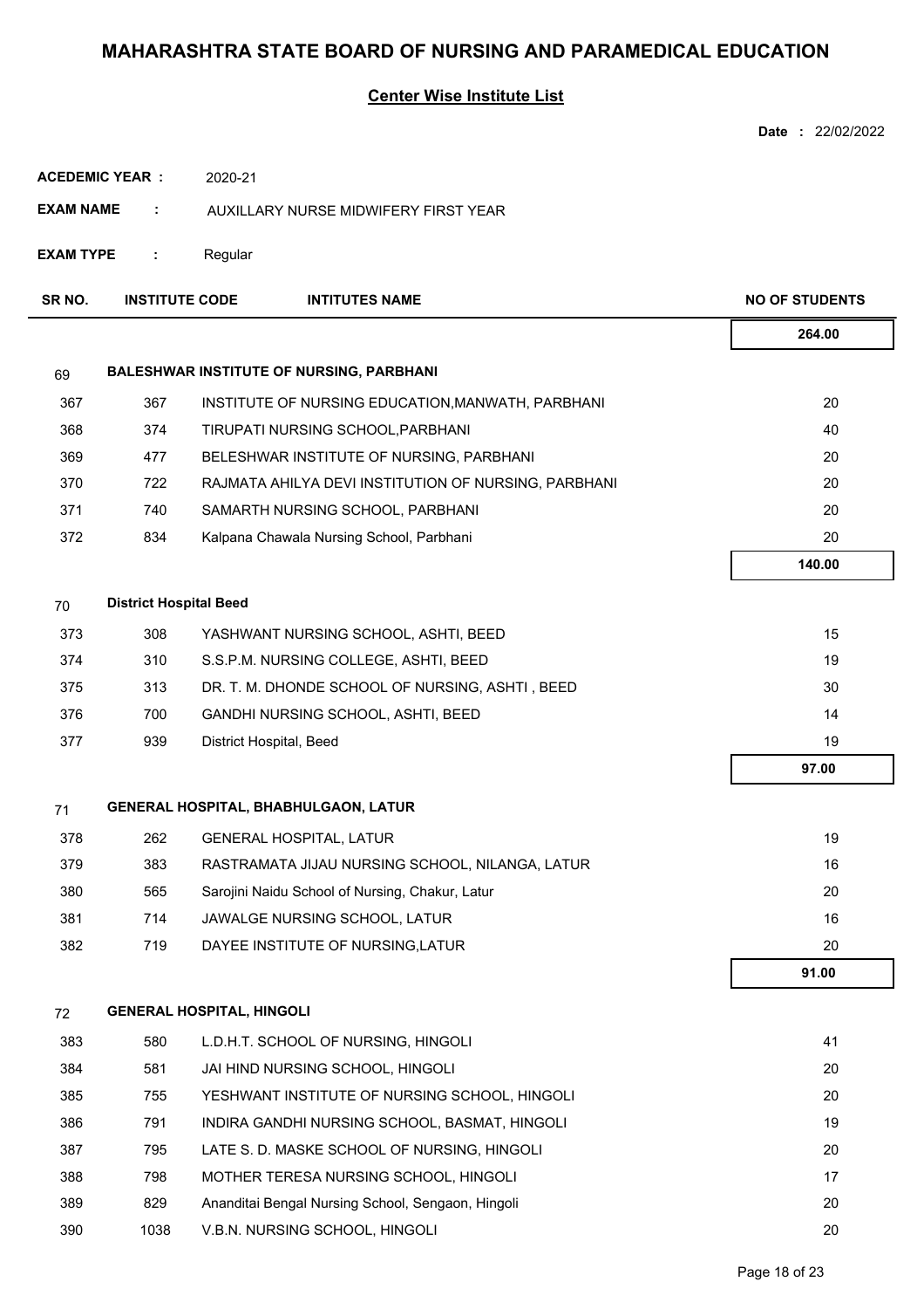# MAHARASHTRA STATE BOARD OF NURSING AND PARAMEDICAL EDUCATION

**Center Wise Institute List**

**Date :** 22/02/2022

**ACEDEMIC YEAR :** 2020-21

**EXAM NAME :** AUXILLARY NURSE MIDWIFERY FIRST YEAR

**EXAM TYPE :** Regular

| SR NO. | INSTITUTE CODE | INTITUTES NAME | NO OF STUDENTS |
|---|---|---|---|
| | | | **264.00** |
| 69 | **BALESHWAR INSTITUTE OF NURSING, PARBHANI** | | |
| 367 | 367 | INSTITUTE OF NURSING EDUCATION,MANWATH, PARBHANI | 20 |
| 368 | 374 | TIRUPATI NURSING SCHOOL,PARBHANI | 40 |
| 369 | 477 | BELESHWAR INSTITUTE OF NURSING, PARBHANI | 20 |
| 370 | 722 | RAJMATA AHILYA DEVI INSTITUTION OF NURSING, PARBHANI | 20 |
| 371 | 740 | SAMARTH NURSING SCHOOL, PARBHANI | 20 |
| 372 | 834 | Kalpana Chawala Nursing School, Parbhani | 20 |
| | | | **140.00** |
| 70 | **District Hospital Beed** | | |
| 373 | 308 | YASHWANT NURSING SCHOOL, ASHTI, BEED | 15 |
| 374 | 310 | S.S.P.M. NURSING COLLEGE, ASHTI, BEED | 19 |
| 375 | 313 | DR. T. M. DHONDE SCHOOL OF NURSING, ASHTI , BEED | 30 |
| 376 | 700 | GANDHI NURSING SCHOOL, ASHTI, BEED | 14 |
| 377 | 939 | District Hospital, Beed | 19 |
| | | | **97.00** |
| 71 | **GENERAL HOSPITAL, BHABHULGAON, LATUR** | | |
| 378 | 262 | GENERAL HOSPITAL, LATUR | 19 |
| 379 | 383 | RASTRAMATA JIJAU NURSING SCHOOL, NILANGA, LATUR | 16 |
| 380 | 565 | Sarojini Naidu School of Nursing, Chakur, Latur | 20 |
| 381 | 714 | JAWALGE NURSING SCHOOL, LATUR | 16 |
| 382 | 719 | DAYEE INSTITUTE OF NURSING,LATUR | 20 |
| | | | **91.00** |
| 72 | **GENERAL HOSPITAL, HINGOLI** | | |
| 383 | 580 | L.D.H.T. SCHOOL OF NURSING, HINGOLI | 41 |
| 384 | 581 | JAI HIND NURSING SCHOOL, HINGOLI | 20 |
| 385 | 755 | YESHWANT INSTITUTE OF NURSING SCHOOL, HINGOLI | 20 |
| 386 | 791 | INDIRA GANDHI NURSING SCHOOL, BASMAT, HINGOLI | 19 |
| 387 | 795 | LATE S. D. MASKE SCHOOL OF NURSING, HINGOLI | 20 |
| 388 | 798 | MOTHER TERESA NURSING SCHOOL, HINGOLI | 17 |
| 389 | 829 | Ananditai Bengal Nursing School, Sengaon, Hingoli | 20 |
| 390 | 1038 | V.B.N. NURSING SCHOOL, HINGOLI | 20 |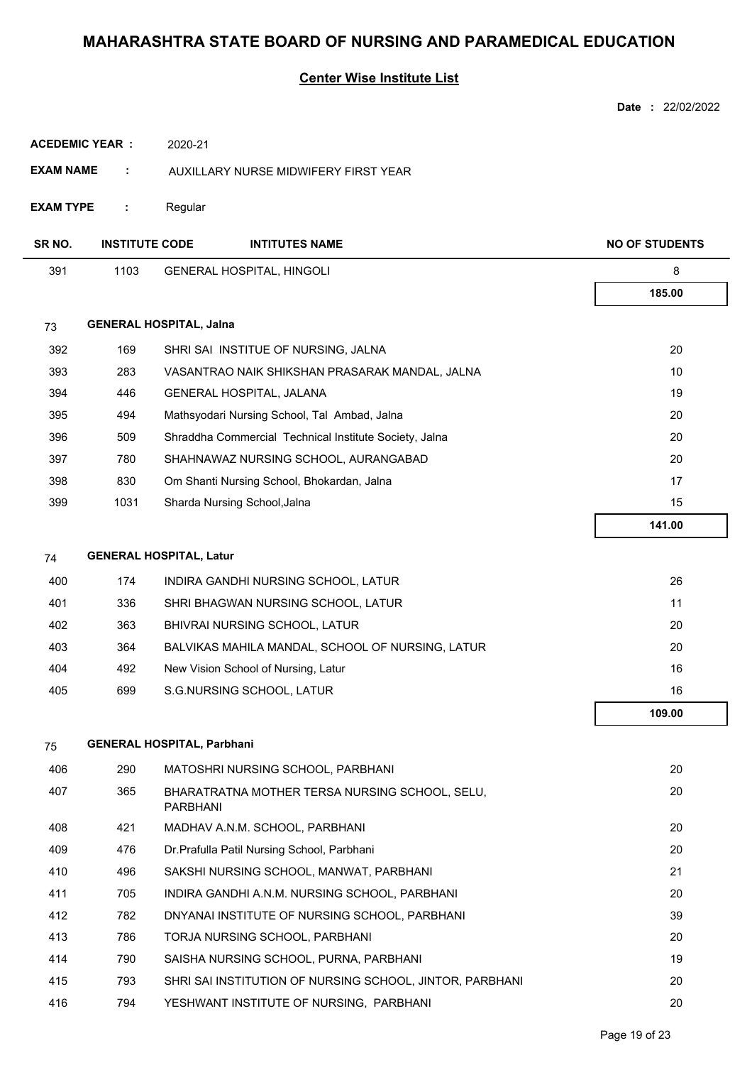# MAHARASHTRA STATE BOARD OF NURSING AND PARAMEDICAL EDUCATION

## Center Wise Institute List

**Date :** 22/02/2022

**ACEDEMIC YEAR :** 2020-21

**EXAM NAME :** AUXILLARY NURSE MIDWIFERY FIRST YEAR

**EXAM TYPE :** Regular

| SR NO. | INSTITUTE CODE | INTITUTES NAME | NO OF STUDENTS |
|---|---|---|---|
| 391 | 1103 | GENERAL HOSPITAL, HINGOLI | 8 |
| | | | **185.00** |
| **73** | **GENERAL HOSPITAL, Jalna** | | |
| 392 | 169 | SHRI SAI INSTITUE OF NURSING, JALNA | 20 |
| 393 | 283 | VASANTRAO NAIK SHIKSHAN PRASARAK MANDAL, JALNA | 10 |
| 394 | 446 | GENERAL HOSPITAL, JALANA | 19 |
| 395 | 494 | Mathsyodari Nursing School, Tal Ambad, Jalna | 20 |
| 396 | 509 | Shraddha Commercial Technical Institute Society, Jalna | 20 |
| 397 | 780 | SHAHNAWAZ NURSING SCHOOL, AURANGABAD | 20 |
| 398 | 830 | Om Shanti Nursing School, Bhokardan, Jalna | 17 |
| 399 | 1031 | Sharda Nursing School,Jalna | 15 |
| | | | **141.00** |
| **74** | **GENERAL HOSPITAL, Latur** | | |
| 400 | 174 | INDIRA GANDHI NURSING SCHOOL, LATUR | 26 |
| 401 | 336 | SHRI BHAGWAN NURSING SCHOOL, LATUR | 11 |
| 402 | 363 | BHIVRAI NURSING SCHOOL, LATUR | 20 |
| 403 | 364 | BALVIKAS MAHILA MANDAL, SCHOOL OF NURSING, LATUR | 20 |
| 404 | 492 | New Vision School of Nursing, Latur | 16 |
| 405 | 699 | S.G.NURSING SCHOOL, LATUR | 16 |
| | | | **109.00** |
| **75** | **GENERAL HOSPITAL, Parbhani** | | |
| 406 | 290 | MATOSHRI NURSING SCHOOL, PARBHANI | 20 |
| 407 | 365 | BHARATRATNA MOTHER TERSA NURSING SCHOOL, SELU, PARBHANI | 20 |
| 408 | 421 | MADHAV A.N.M. SCHOOL, PARBHANI | 20 |
| 409 | 476 | Dr.Prafulla Patil Nursing School, Parbhani | 20 |
| 410 | 496 | SAKSHI NURSING SCHOOL, MANWAT, PARBHANI | 21 |
| 411 | 705 | INDIRA GANDHI A.N.M. NURSING SCHOOL, PARBHANI | 20 |
| 412 | 782 | DNYANAI INSTITUTE OF NURSING SCHOOL, PARBHANI | 39 |
| 413 | 786 | TORJA NURSING SCHOOL, PARBHANI | 20 |
| 414 | 790 | SAISHA NURSING SCHOOL, PURNA, PARBHANI | 19 |
| 415 | 793 | SHRI SAI INSTITUTION OF NURSING SCHOOL, JINTOR, PARBHANI | 20 |
| 416 | 794 | YESHWANT INSTITUTE OF NURSING, PARBHANI | 20 |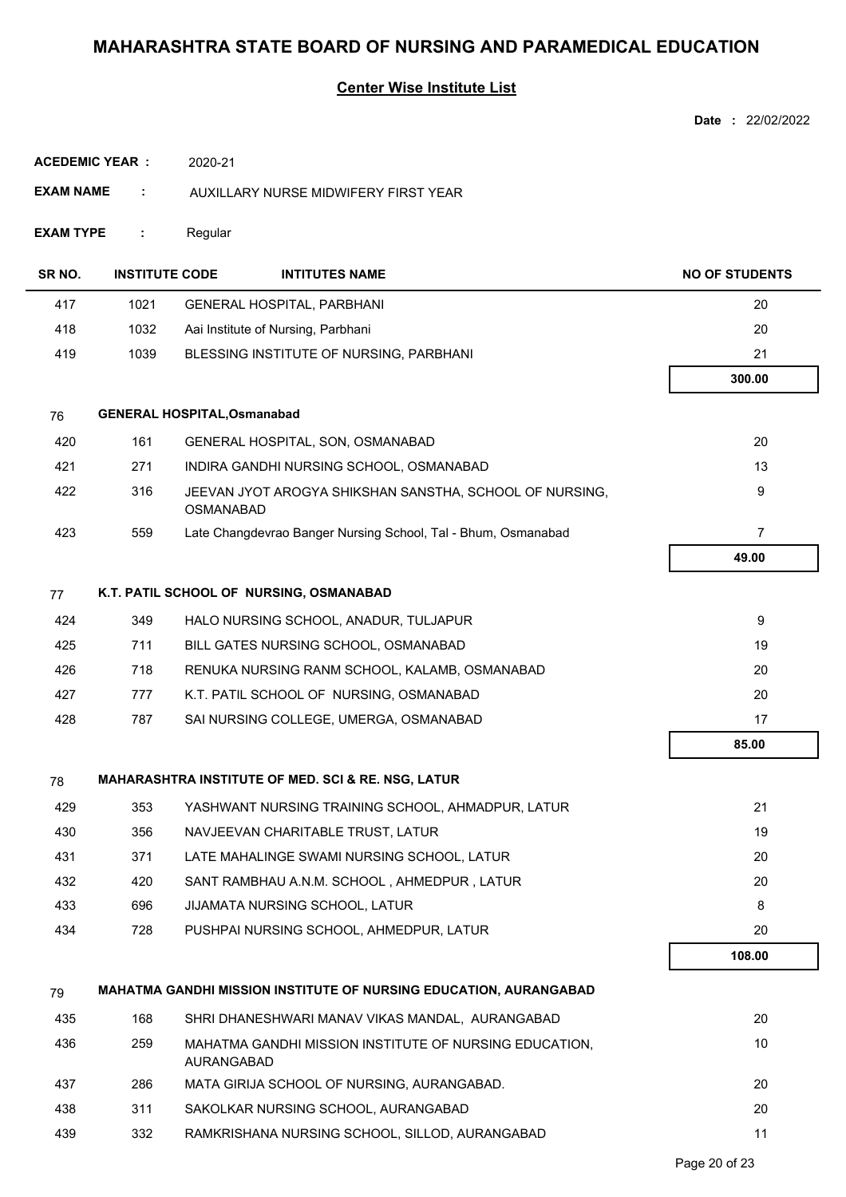# MAHARASHTRA STATE BOARD OF NURSING AND PARAMEDICAL EDUCATION

## Center Wise Institute List

**Date :** 22/02/2022

**ACEDEMIC YEAR :** 2020-21

**EXAM NAME :** AUXILLARY NURSE MIDWIFERY FIRST YEAR

**EXAM TYPE :** Regular

| SR NO. | INSTITUTE CODE | INTITUTES NAME | NO OF STUDENTS |
|---|---|---|---|
| 417 | 1021 | GENERAL HOSPITAL, PARBHANI | 20 |
| 418 | 1032 | Aai Institute of Nursing, Parbhani | 20 |
| 419 | 1039 | BLESSING INSTITUTE OF NURSING, PARBHANI | 21 |
| | | | **300.00** |
| 76 | | **GENERAL HOSPITAL,Osmanabad** | |
| 420 | 161 | GENERAL HOSPITAL, SON, OSMANABAD | 20 |
| 421 | 271 | INDIRA GANDHI NURSING SCHOOL, OSMANABAD | 13 |
| 422 | 316 | JEEVAN JYOT AROGYA SHIKSHAN SANSTHA, SCHOOL OF NURSING, OSMANABAD | 9 |
| 423 | 559 | Late Changdevrao Banger Nursing School, Tal - Bhum, Osmanabad | 7 |
| | | | **49.00** |
| 77 | | **K.T. PATIL SCHOOL OF NURSING, OSMANABAD** | |
| 424 | 349 | HALO NURSING SCHOOL, ANADUR, TULJAPUR | 9 |
| 425 | 711 | BILL GATES NURSING SCHOOL, OSMANABAD | 19 |
| 426 | 718 | RENUKA NURSING RANM SCHOOL, KALAMB, OSMANABAD | 20 |
| 427 | 777 | K.T. PATIL SCHOOL OF NURSING, OSMANABAD | 20 |
| 428 | 787 | SAI NURSING COLLEGE, UMERGA, OSMANABAD | 17 |
| | | | **85.00** |
| 78 | | **MAHARASHTRA INSTITUTE OF MED. SCI & RE. NSG, LATUR** | |
| 429 | 353 | YASHWANT NURSING TRAINING SCHOOL, AHMADPUR, LATUR | 21 |
| 430 | 356 | NAVJEEVAN CHARITABLE TRUST, LATUR | 19 |
| 431 | 371 | LATE MAHALINGE SWAMI NURSING SCHOOL, LATUR | 20 |
| 432 | 420 | SANT RAMBHAU A.N.M. SCHOOL , AHMEDPUR , LATUR | 20 |
| 433 | 696 | JIJAMATA NURSING SCHOOL, LATUR | 8 |
| 434 | 728 | PUSHPAI NURSING SCHOOL, AHMEDPUR, LATUR | 20 |
| | | | **108.00** |
| 79 | | **MAHATMA GANDHI MISSION INSTITUTE OF NURSING EDUCATION, AURANGABAD** | |
| 435 | 168 | SHRI DHANESHWARI MANAV VIKAS MANDAL, AURANGABAD | 20 |
| 436 | 259 | MAHATMA GANDHI MISSION INSTITUTE OF NURSING EDUCATION, AURANGABAD | 10 |
| 437 | 286 | MATA GIRIJA SCHOOL OF NURSING, AURANGABAD. | 20 |
| 438 | 311 | SAKOLKAR NURSING SCHOOL, AURANGABAD | 20 |
| 439 | 332 | RAMKRISHANA NURSING SCHOOL, SILLOD, AURANGABAD | 11 |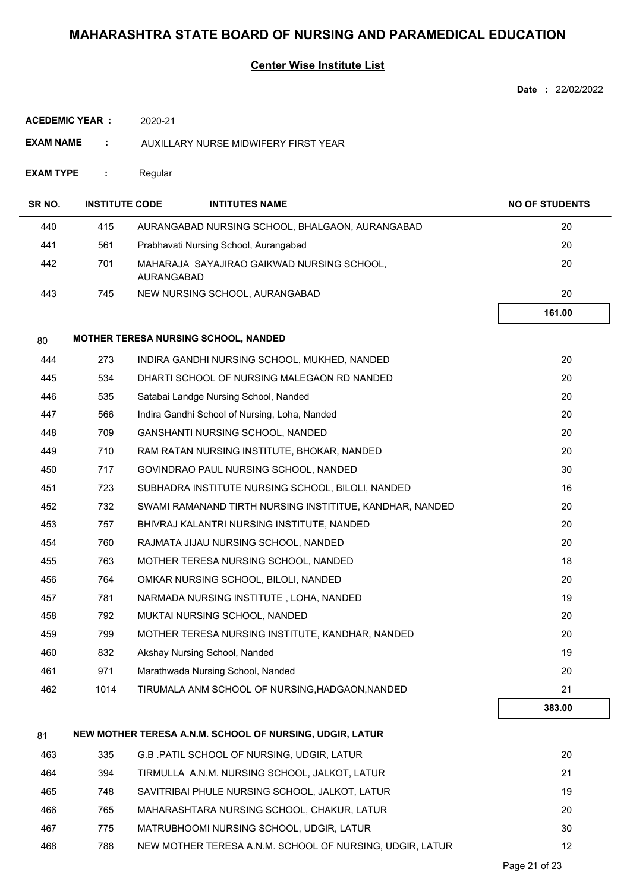# MAHARASHTRA STATE BOARD OF NURSING AND PARAMEDICAL EDUCATION

## Center Wise Institute List

**Date :** 22/02/2022

**ACEDEMIC YEAR :** 2020-21

**EXAM NAME :** AUXILLARY NURSE MIDWIFERY FIRST YEAR

**EXAM TYPE :** Regular

| SR NO. | INSTITUTE CODE | INTITUTES NAME | NO OF STUDENTS |
|---|---|---|---|
| 440 | 415 | AURANGABAD NURSING SCHOOL, BHALGAON, AURANGABAD | 20 |
| 441 | 561 | Prabhavati Nursing School, Aurangabad | 20 |
| 442 | 701 | MAHARAJA SAYAJIRAO GAIKWAD NURSING SCHOOL, AURANGABAD | 20 |
| 443 | 745 | NEW NURSING SCHOOL, AURANGABAD | 20 |
| | | | **161.00** |

**80 MOTHER TERESA NURSING SCHOOL, NANDED**

| SR NO. | INSTITUTE CODE | INTITUTES NAME | NO OF STUDENTS |
|---|---|---|---|
| 444 | 273 | INDIRA GANDHI NURSING SCHOOL, MUKHED, NANDED | 20 |
| 445 | 534 | DHARTI SCHOOL OF NURSING MALEGAON RD NANDED | 20 |
| 446 | 535 | Satabai Landge Nursing School, Nanded | 20 |
| 447 | 566 | Indira Gandhi School of Nursing, Loha, Nanded | 20 |
| 448 | 709 | GANSHANTI NURSING SCHOOL, NANDED | 20 |
| 449 | 710 | RAM RATAN NURSING INSTITUTE, BHOKAR, NANDED | 20 |
| 450 | 717 | GOVINDRAO PAUL NURSING SCHOOL, NANDED | 30 |
| 451 | 723 | SUBHADRA INSTITUTE NURSING SCHOOL, BILOLI, NANDED | 16 |
| 452 | 732 | SWAMI RAMANAND TIRTH NURSING INSTITITUE, KANDHAR, NANDED | 20 |
| 453 | 757 | BHIVRAJ KALANTRI NURSING INSTITUTE, NANDED | 20 |
| 454 | 760 | RAJMATA JIJAU NURSING SCHOOL, NANDED | 20 |
| 455 | 763 | MOTHER TERESA NURSING SCHOOL, NANDED | 18 |
| 456 | 764 | OMKAR NURSING SCHOOL, BILOLI, NANDED | 20 |
| 457 | 781 | NARMADA NURSING INSTITUTE , LOHA, NANDED | 19 |
| 458 | 792 | MUKTAI NURSING SCHOOL, NANDED | 20 |
| 459 | 799 | MOTHER TERESA NURSING INSTITUTE, KANDHAR, NANDED | 20 |
| 460 | 832 | Akshay Nursing School, Nanded | 19 |
| 461 | 971 | Marathwada Nursing School, Nanded | 20 |
| 462 | 1014 | TIRUMALA ANM SCHOOL OF NURSING,HADGAON,NANDED | 21 |
| | | | **383.00** |

**81 NEW MOTHER TERESA A.N.M. SCHOOL OF NURSING, UDGIR, LATUR**

| SR NO. | INSTITUTE CODE | INTITUTES NAME | NO OF STUDENTS |
|---|---|---|---|
| 463 | 335 | G.B .PATIL SCHOOL OF NURSING, UDGIR, LATUR | 20 |
| 464 | 394 | TIRMULLA A.N.M. NURSING SCHOOL, JALKOT, LATUR | 21 |
| 465 | 748 | SAVITRIBAI PHULE NURSING SCHOOL, JALKOT, LATUR | 19 |
| 466 | 765 | MAHARASHTARA NURSING SCHOOL, CHAKUR, LATUR | 20 |
| 467 | 775 | MATRUBHOOMI NURSING SCHOOL, UDGIR, LATUR | 30 |
| 468 | 788 | NEW MOTHER TERESA A.N.M. SCHOOL OF NURSING, UDGIR, LATUR | 12 |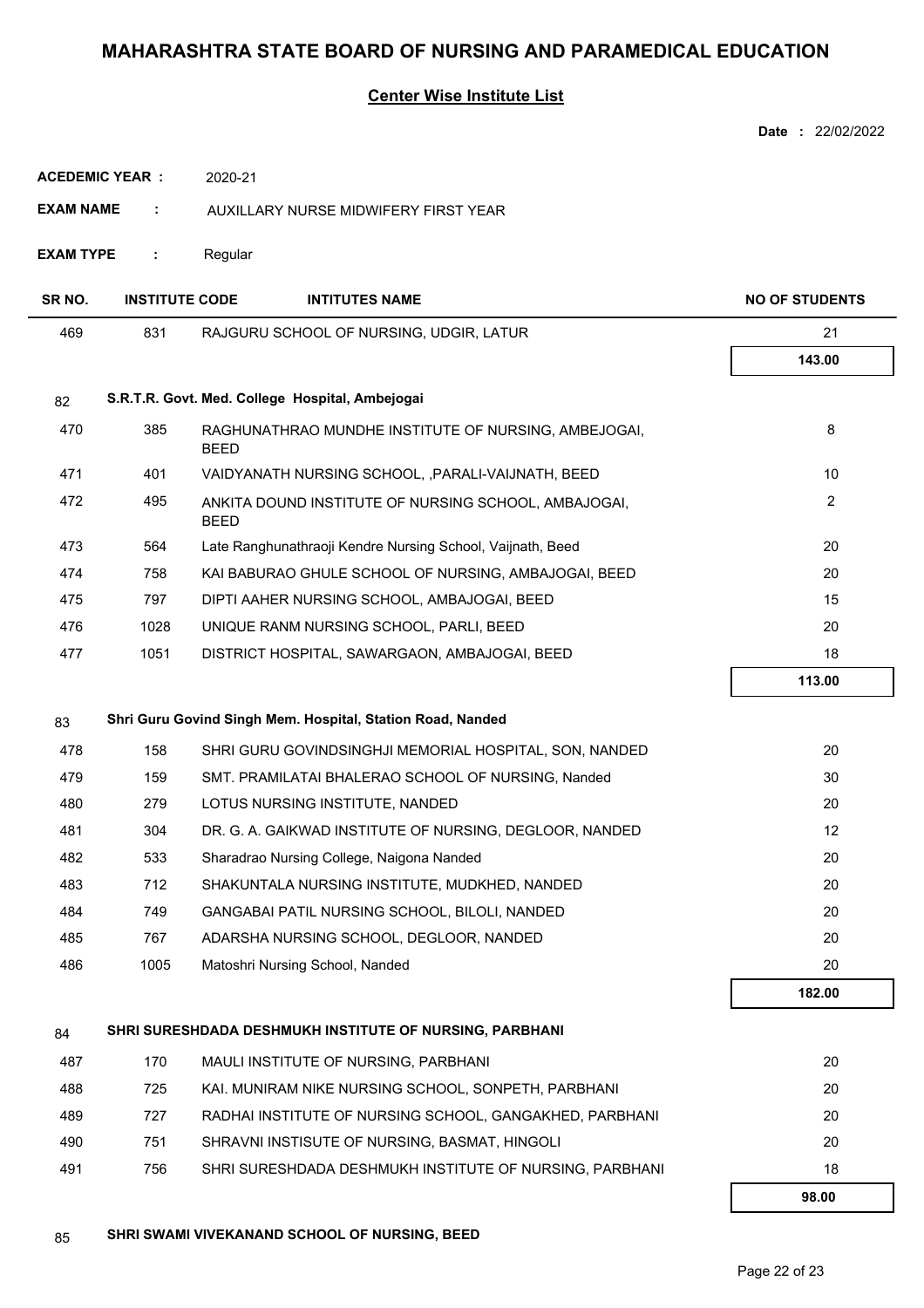# MAHARASHTRA STATE BOARD OF NURSING AND PARAMEDICAL EDUCATION

## Center Wise Institute List

**Date :** 22/02/2022

**ACEDEMIC YEAR :** 2020-21

**EXAM NAME :** AUXILLARY NURSE MIDWIFERY FIRST YEAR

**EXAM TYPE :** Regular

| SR NO. | INSTITUTE CODE | INTITUTES NAME | NO OF STUDENTS |
|---|---|---|---|
| 469 | 831 | RAJGURU SCHOOL OF NURSING, UDGIR, LATUR | 21 |
| | | | **143.00** |
| 82 | **S.R.T.R. Govt. Med. College Hospital, Ambejogai** | | |
| 470 | 385 | RAGHUNATHRAO MUNDHE INSTITUTE OF NURSING, AMBEJOGAI, BEED | 8 |
| 471 | 401 | VAIDYANATH NURSING SCHOOL, ,PARALI-VAIJNATH, BEED | 10 |
| 472 | 495 | ANKITA DOUND INSTITUTE OF NURSING SCHOOL, AMBAJOGAI, BEED | 2 |
| 473 | 564 | Late Ranghunathraoji Kendre Nursing School, Vaijnath, Beed | 20 |
| 474 | 758 | KAI BABURAO GHULE SCHOOL OF NURSING, AMBAJOGAI, BEED | 20 |
| 475 | 797 | DIPTI AAHER NURSING SCHOOL, AMBAJOGAI, BEED | 15 |
| 476 | 1028 | UNIQUE RANM NURSING SCHOOL, PARLI, BEED | 20 |
| 477 | 1051 | DISTRICT HOSPITAL, SAWARGAON, AMBAJOGAI, BEED | 18 |
| | | | **113.00** |
| 83 | **Shri Guru Govind Singh Mem. Hospital, Station Road, Nanded** | | |
| 478 | 158 | SHRI GURU GOVINDSINGHJI MEMORIAL HOSPITAL, SON, NANDED | 20 |
| 479 | 159 | SMT. PRAMILATAI BHALERAO SCHOOL OF NURSING, Nanded | 30 |
| 480 | 279 | LOTUS NURSING INSTITUTE, NANDED | 20 |
| 481 | 304 | DR. G. A. GAIKWAD INSTITUTE OF NURSING, DEGLOOR, NANDED | 12 |
| 482 | 533 | Sharadrao Nursing College, Naigona Nanded | 20 |
| 483 | 712 | SHAKUNTALA NURSING INSTITUTE, MUDKHED, NANDED | 20 |
| 484 | 749 | GANGABAI PATIL NURSING SCHOOL, BILOLI, NANDED | 20 |
| 485 | 767 | ADARSHA NURSING SCHOOL, DEGLOOR, NANDED | 20 |
| 486 | 1005 | Matoshri Nursing School, Nanded | 20 |
| | | | **182.00** |
| 84 | **SHRI SURESHDADA DESHMUKH INSTITUTE OF NURSING, PARBHANI** | | |
| 487 | 170 | MAULI INSTITUTE OF NURSING, PARBHANI | 20 |
| 488 | 725 | KAI. MUNIRAM NIKE NURSING SCHOOL, SONPETH, PARBHANI | 20 |
| 489 | 727 | RADHAI INSTITUTE OF NURSING SCHOOL, GANGAKHED, PARBHANI | 20 |
| 490 | 751 | SHRAVNI INSTISUTE OF NURSING, BASMAT, HINGOLI | 20 |
| 491 | 756 | SHRI SURESHDADA DESHMUKH INSTITUTE OF NURSING, PARBHANI | 18 |
| | | | **98.00** |
| 85 | **SHRI SWAMI VIVEKANAND SCHOOL OF NURSING, BEED** | | |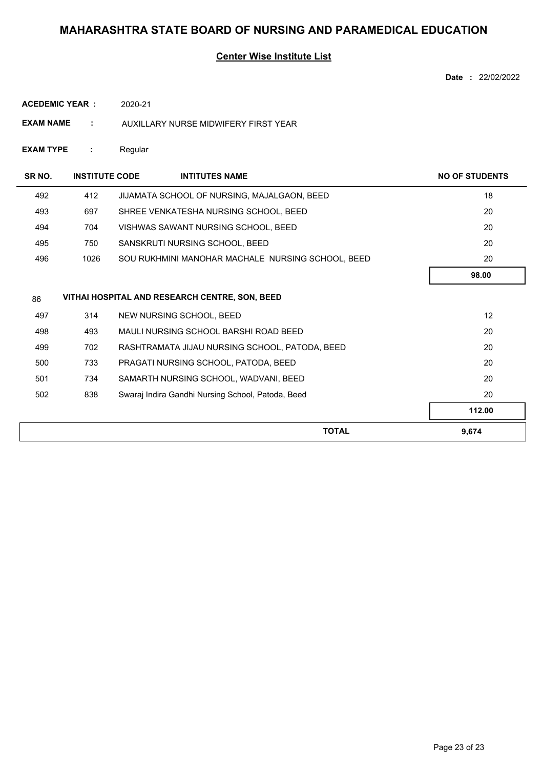# MAHARASHTRA STATE BOARD OF NURSING AND PARAMEDICAL EDUCATION

## Center Wise Institute List

**Date :** 22/02/2022

**ACEDEMIC YEAR :** 2020-21

**EXAM NAME :** AUXILLARY NURSE MIDWIFERY FIRST YEAR

**EXAM TYPE :** Regular

| SR NO. | INSTITUTE CODE | INTITUTES NAME | NO OF STUDENTS |
|---|---|---|---|
| 492 | 412 | JIJAMATA SCHOOL OF NURSING, MAJALGAON, BEED | 18 |
| 493 | 697 | SHREE VENKATESHA NURSING SCHOOL, BEED | 20 |
| 494 | 704 | VISHWAS SAWANT NURSING SCHOOL, BEED | 20 |
| 495 | 750 | SANSKRUTI NURSING SCHOOL, BEED | 20 |
| 496 | 1026 | SOU RUKHMINI MANOHAR MACHALE NURSING SCHOOL, BEED | 20 |
| | | | **98.00** |
| 86 | **VITHAI HOSPITAL AND RESEARCH CENTRE, SON, BEED** | | |
| 497 | 314 | NEW NURSING SCHOOL, BEED | 12 |
| 498 | 493 | MAULI NURSING SCHOOL BARSHI ROAD BEED | 20 |
| 499 | 702 | RASHTRAMATA JIJAU NURSING SCHOOL, PATODA, BEED | 20 |
| 500 | 733 | PRAGATI NURSING SCHOOL, PATODA, BEED | 20 |
| 501 | 734 | SAMARTH NURSING SCHOOL, WADVANI, BEED | 20 |
| 502 | 838 | Swaraj Indira Gandhi Nursing School, Patoda, Beed | 20 |
| | | | **112.00** |
| | | **TOTAL** | **9,674** |